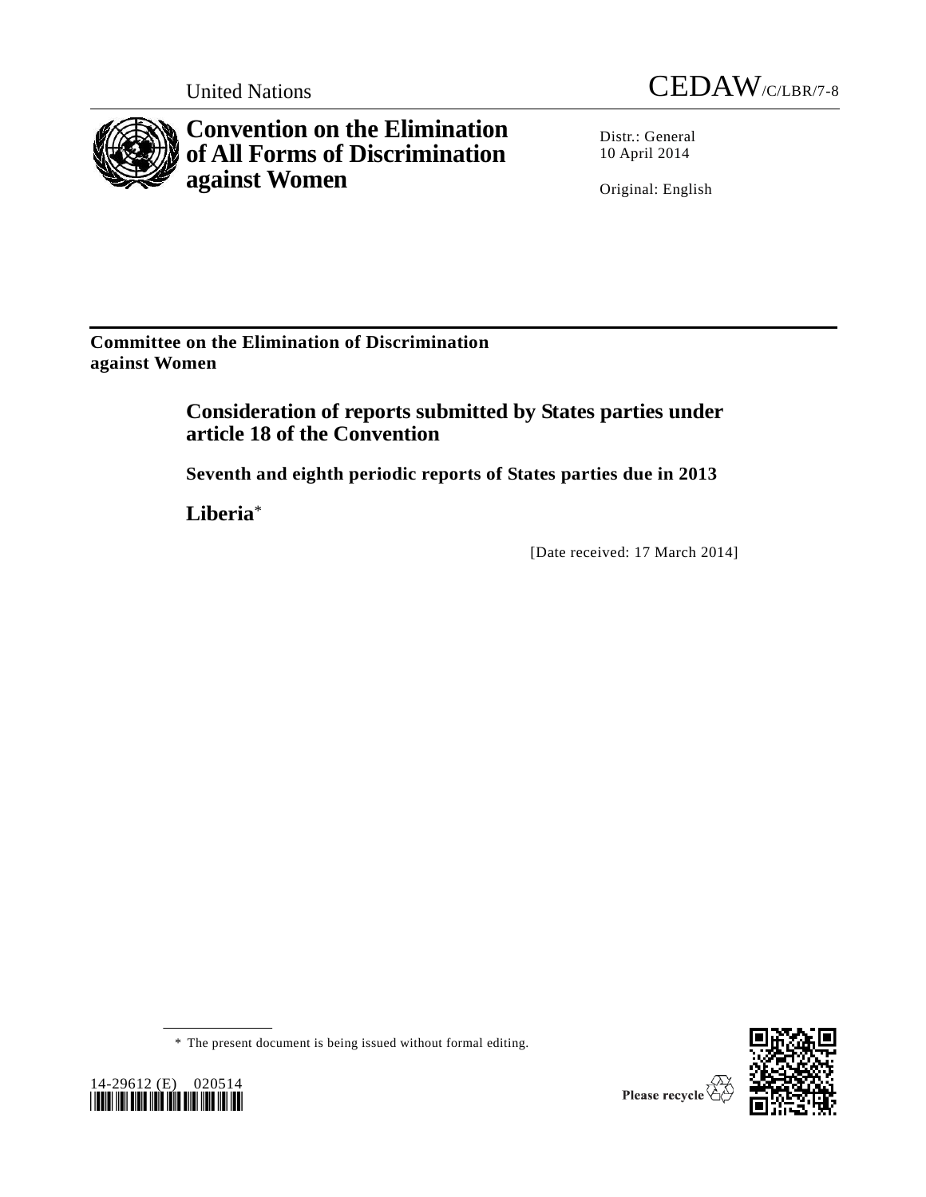United Nations CEDAW/C/LBR/7-8

# Convention on the Elimination of All Forms of Discrimination against Women

Distr.: General
10 April 2014

Original: English

**Committee on the Elimination of Discrimination against Women**

## Consideration of reports submitted by States parties under article 18 of the Convention

### Seventh and eighth periodic reports of States parties due in 2013

### Liberia*

[Date received: 17 March 2014]

\* The present document is being issued without formal editing.

14-29612 (E) 020514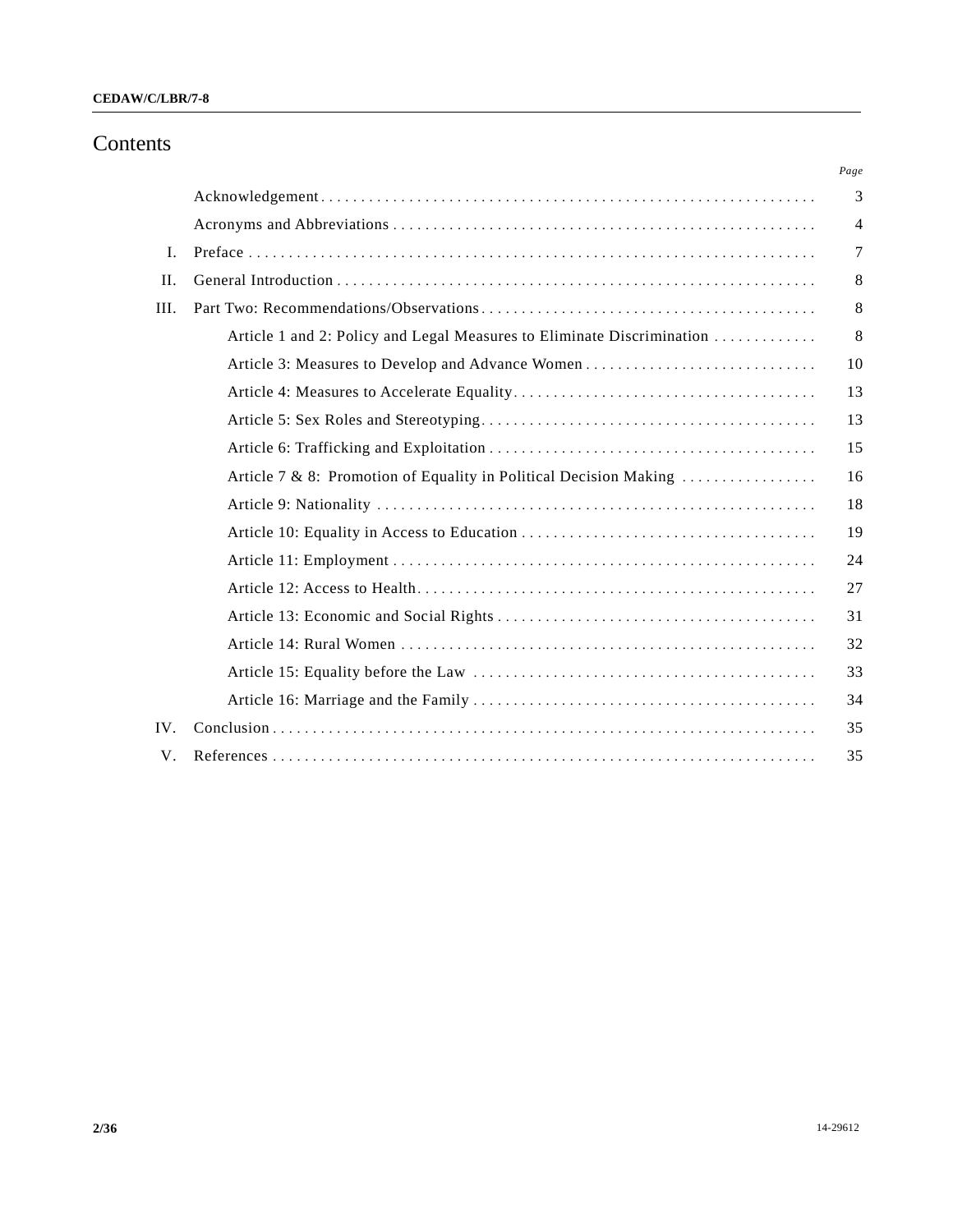# Contents

| | | Page |
|---|---|---|
| | Acknowledgement | 3 |
| | Acronyms and Abbreviations | 4 |
| I. | Preface | 7 |
| II. | General Introduction | 8 |
| III. | Part Two: Recommendations/Observations | 8 |
| | Article 1 and 2: Policy and Legal Measures to Eliminate Discrimination | 8 |
| | Article 3: Measures to Develop and Advance Women | 10 |
| | Article 4: Measures to Accelerate Equality | 13 |
| | Article 5: Sex Roles and Stereotyping | 13 |
| | Article 6: Trafficking and Exploitation | 15 |
| | Article 7 & 8: Promotion of Equality in Political Decision Making | 16 |
| | Article 9: Nationality | 18 |
| | Article 10: Equality in Access to Education | 19 |
| | Article 11: Employment | 24 |
| | Article 12: Access to Health | 27 |
| | Article 13: Economic and Social Rights | 31 |
| | Article 14: Rural Women | 32 |
| | Article 15: Equality before the Law | 33 |
| | Article 16: Marriage and the Family | 34 |
| IV. | Conclusion | 35 |
| V. | References | 35 |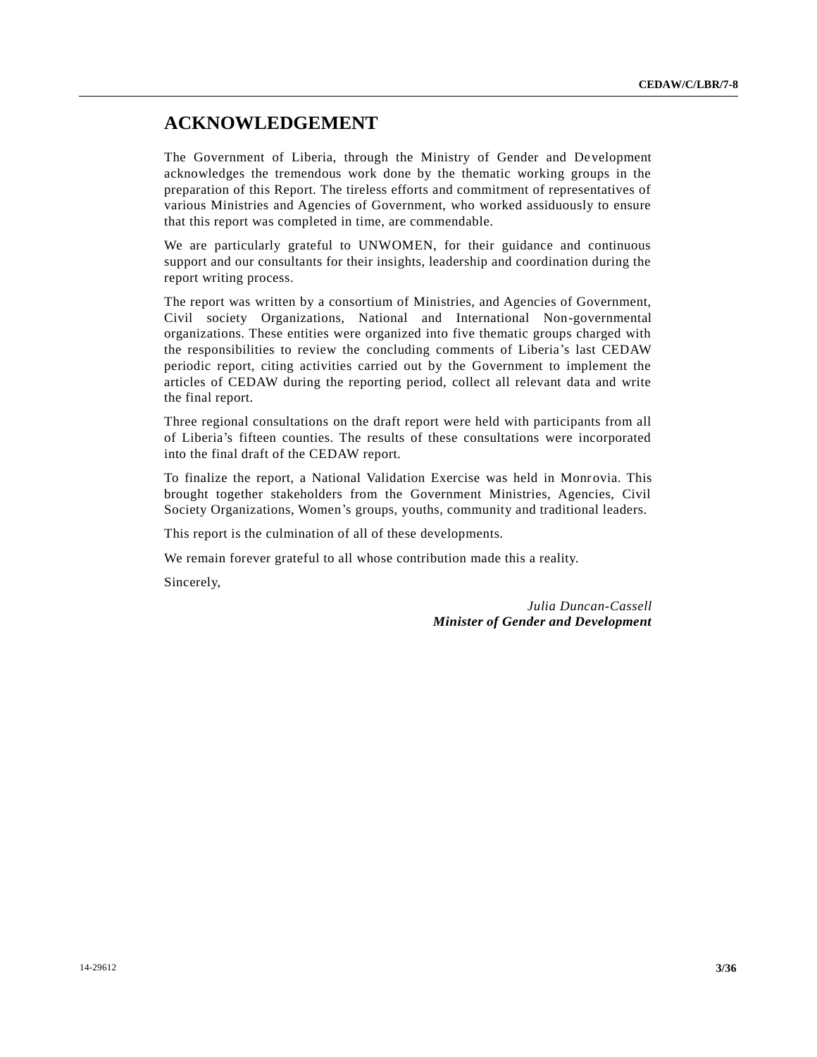# ACKNOWLEDGEMENT

The Government of Liberia, through the Ministry of Gender and Development acknowledges the tremendous work done by the thematic working groups in the preparation of this Report. The tireless efforts and commitment of representatives of various Ministries and Agencies of Government, who worked assiduously to ensure that this report was completed in time, are commendable.

We are particularly grateful to UNWOMEN, for their guidance and continuous support and our consultants for their insights, leadership and coordination during the report writing process.

The report was written by a consortium of Ministries, and Agencies of Government, Civil society Organizations, National and International Non-governmental organizations. These entities were organized into five thematic groups charged with the responsibilities to review the concluding comments of Liberia's last CEDAW periodic report, citing activities carried out by the Government to implement the articles of CEDAW during the reporting period, collect all relevant data and write the final report.

Three regional consultations on the draft report were held with participants from all of Liberia's fifteen counties. The results of these consultations were incorporated into the final draft of the CEDAW report.

To finalize the report, a National Validation Exercise was held in Monrovia. This brought together stakeholders from the Government Ministries, Agencies, Civil Society Organizations, Women's groups, youths, community and traditional leaders.

This report is the culmination of all of these developments.

We remain forever grateful to all whose contribution made this a reality.

Sincerely,

*Julia Duncan-Cassell*
***Minister of Gender and Development***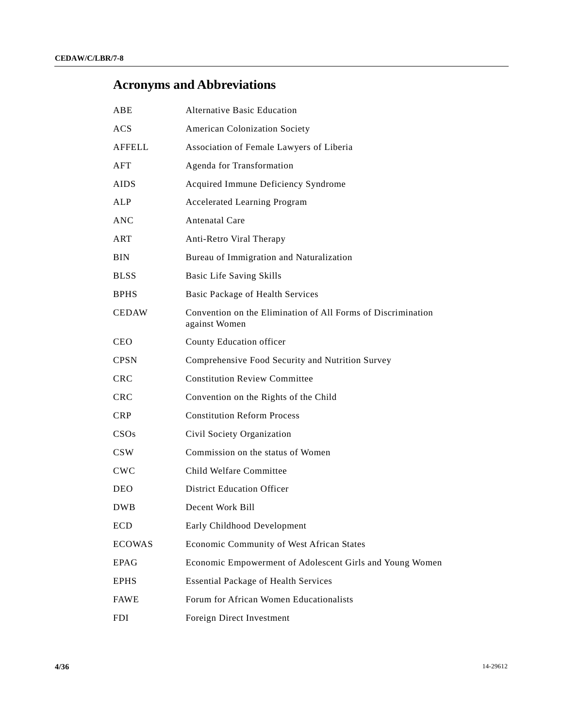# Acronyms and Abbreviations

| | |
|---|---|
| ABE | Alternative Basic Education |
| ACS | American Colonization Society |
| AFFELL | Association of Female Lawyers of Liberia |
| AFT | Agenda for Transformation |
| AIDS | Acquired Immune Deficiency Syndrome |
| ALP | Accelerated Learning Program |
| ANC | Antenatal Care |
| ART | Anti-Retro Viral Therapy |
| BIN | Bureau of Immigration and Naturalization |
| BLSS | Basic Life Saving Skills |
| BPHS | Basic Package of Health Services |
| CEDAW | Convention on the Elimination of All Forms of Discrimination against Women |
| CEO | County Education officer |
| CPSN | Comprehensive Food Security and Nutrition Survey |
| CRC | Constitution Review Committee |
| CRC | Convention on the Rights of the Child |
| CRP | Constitution Reform Process |
| CSOs | Civil Society Organization |
| CSW | Commission on the status of Women |
| CWC | Child Welfare Committee |
| DEO | District Education Officer |
| DWB | Decent Work Bill |
| ECD | Early Childhood Development |
| ECOWAS | Economic Community of West African States |
| EPAG | Economic Empowerment of Adolescent Girls and Young Women |
| EPHS | Essential Package of Health Services |
| FAWE | Forum for African Women Educationalists |
| FDI | Foreign Direct Investment |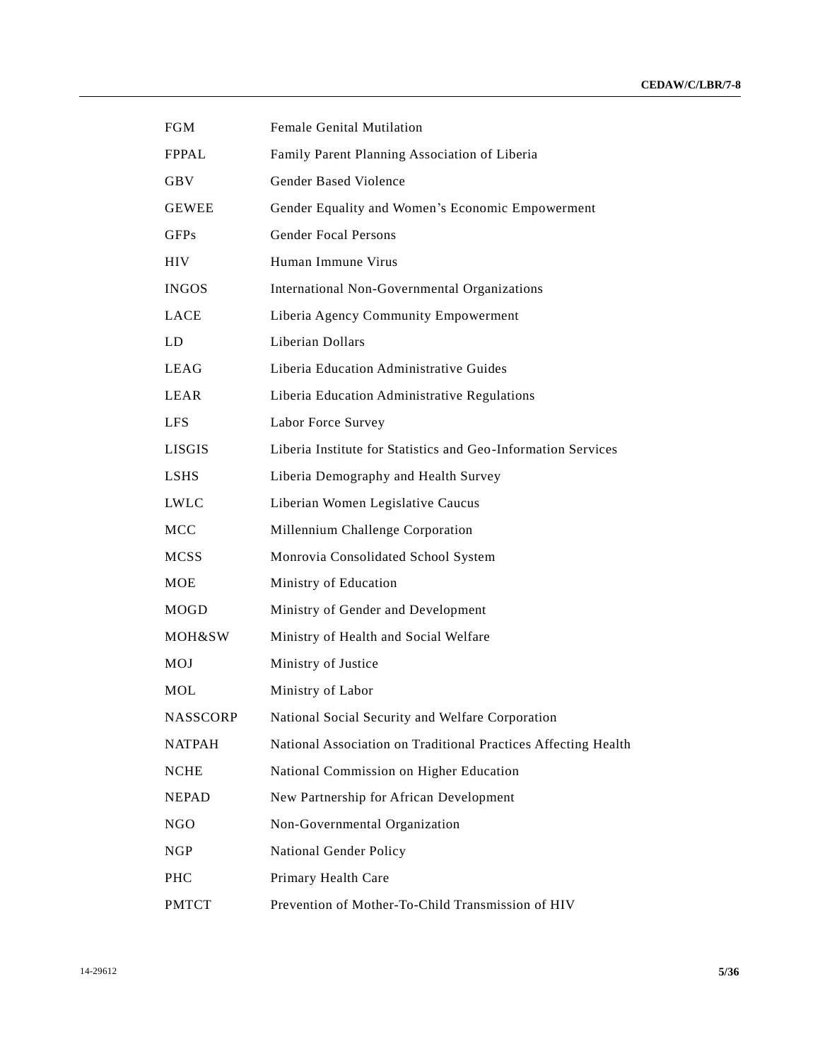| | |
|---|---|
| FGM | Female Genital Mutilation |
| FPPAL | Family Parent Planning Association of Liberia |
| GBV | Gender Based Violence |
| GEWEE | Gender Equality and Women's Economic Empowerment |
| GFPs | Gender Focal Persons |
| HIV | Human Immune Virus |
| INGOS | International Non-Governmental Organizations |
| LACE | Liberia Agency Community Empowerment |
| LD | Liberian Dollars |
| LEAG | Liberia Education Administrative Guides |
| LEAR | Liberia Education Administrative Regulations |
| LFS | Labor Force Survey |
| LISGIS | Liberia Institute for Statistics and Geo-Information Services |
| LSHS | Liberia Demography and Health Survey |
| LWLC | Liberian Women Legislative Caucus |
| MCC | Millennium Challenge Corporation |
| MCSS | Monrovia Consolidated School System |
| MOE | Ministry of Education |
| MOGD | Ministry of Gender and Development |
| MOH&SW | Ministry of Health and Social Welfare |
| MOJ | Ministry of Justice |
| MOL | Ministry of Labor |
| NASSCORP | National Social Security and Welfare Corporation |
| NATPAH | National Association on Traditional Practices Affecting Health |
| NCHE | National Commission on Higher Education |
| NEPAD | New Partnership for African Development |
| NGO | Non-Governmental Organization |
| NGP | National Gender Policy |
| PHC | Primary Health Care |
| PMTCT | Prevention of Mother-To-Child Transmission of HIV |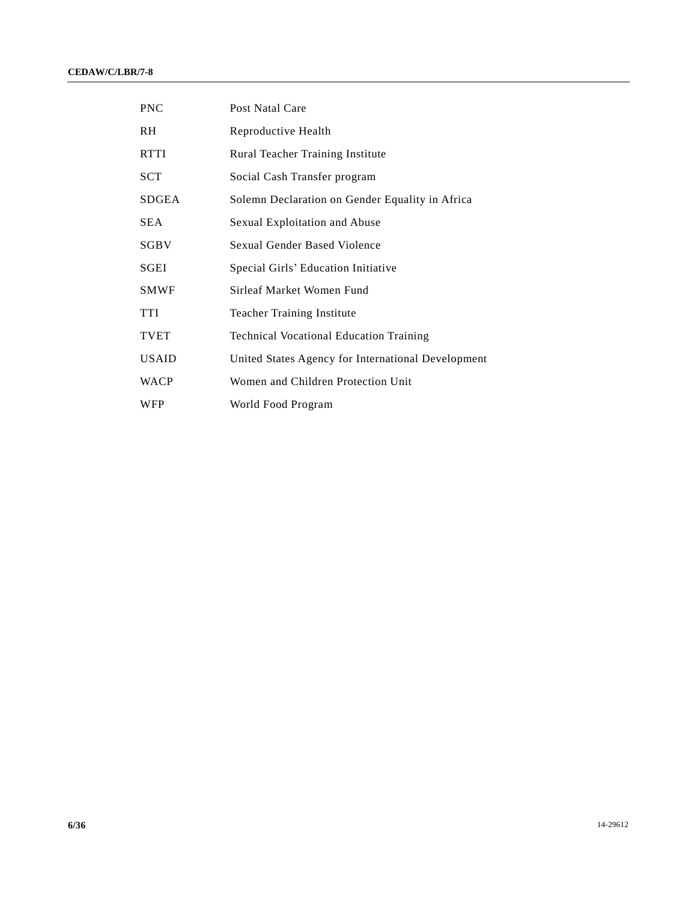| | |
|---|---|
| PNC | Post Natal Care |
| RH | Reproductive Health |
| RTTI | Rural Teacher Training Institute |
| SCT | Social Cash Transfer program |
| SDGEA | Solemn Declaration on Gender Equality in Africa |
| SEA | Sexual Exploitation and Abuse |
| SGBV | Sexual Gender Based Violence |
| SGEI | Special Girls' Education Initiative |
| SMWF | Sirleaf Market Women Fund |
| TTI | Teacher Training Institute |
| TVET | Technical Vocational Education Training |
| USAID | United States Agency for International Development |
| WACP | Women and Children Protection Unit |
| WFP | World Food Program |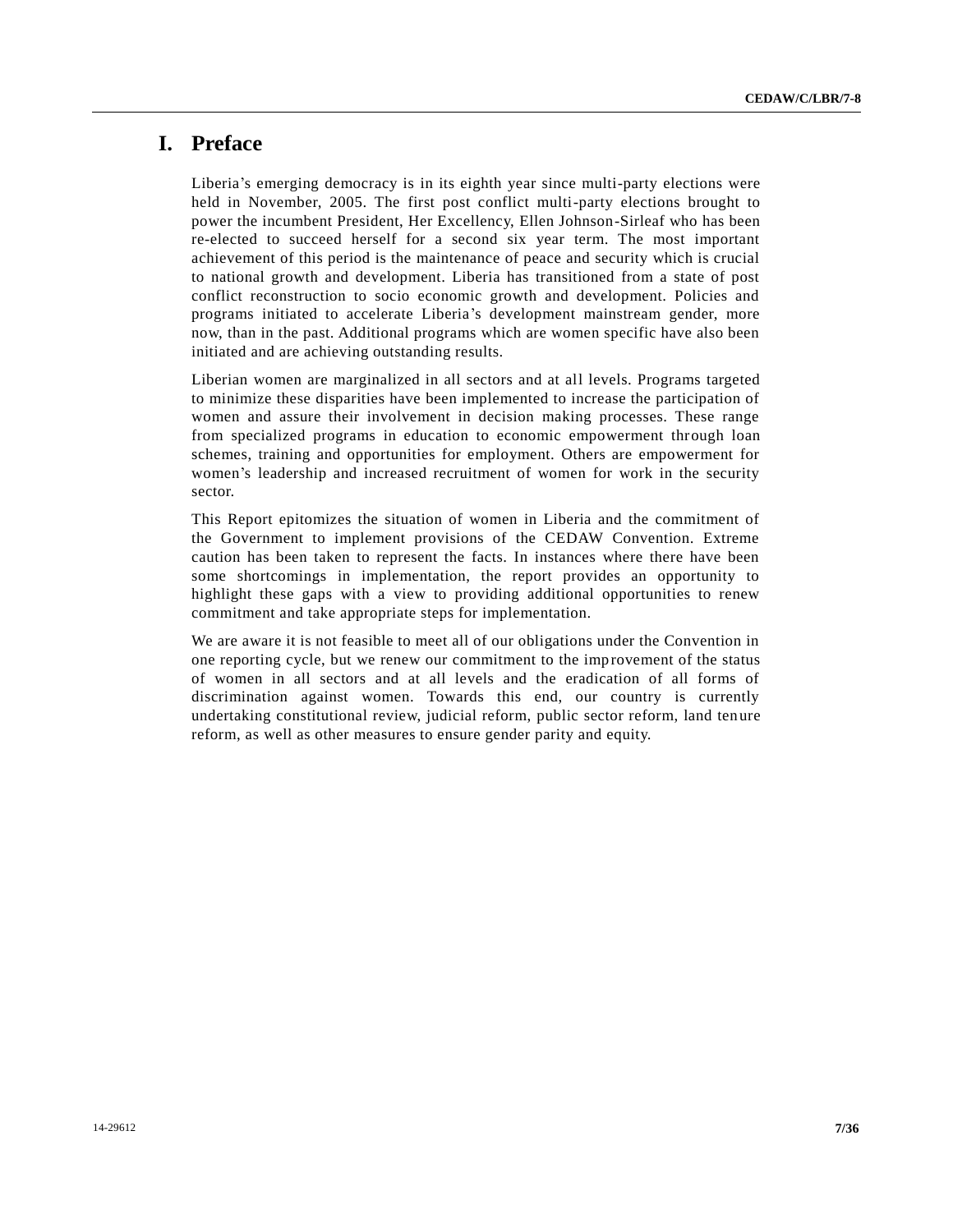# I. Preface

Liberia's emerging democracy is in its eighth year since multi-party elections were held in November, 2005. The first post conflict multi-party elections brought to power the incumbent President, Her Excellency, Ellen Johnson-Sirleaf who has been re-elected to succeed herself for a second six year term. The most important achievement of this period is the maintenance of peace and security which is crucial to national growth and development. Liberia has transitioned from a state of post conflict reconstruction to socio economic growth and development. Policies and programs initiated to accelerate Liberia's development mainstream gender, more now, than in the past. Additional programs which are women specific have also been initiated and are achieving outstanding results.

Liberian women are marginalized in all sectors and at all levels. Programs targeted to minimize these disparities have been implemented to increase the participation of women and assure their involvement in decision making processes. These range from specialized programs in education to economic empowerment through loan schemes, training and opportunities for employment. Others are empowerment for women's leadership and increased recruitment of women for work in the security sector.

This Report epitomizes the situation of women in Liberia and the commitment of the Government to implement provisions of the CEDAW Convention. Extreme caution has been taken to represent the facts. In instances where there have been some shortcomings in implementation, the report provides an opportunity to highlight these gaps with a view to providing additional opportunities to renew commitment and take appropriate steps for implementation.

We are aware it is not feasible to meet all of our obligations under the Convention in one reporting cycle, but we renew our commitment to the improvement of the status of women in all sectors and at all levels and the eradication of all forms of discrimination against women. Towards this end, our country is currently undertaking constitutional review, judicial reform, public sector reform, land tenure reform, as well as other measures to ensure gender parity and equity.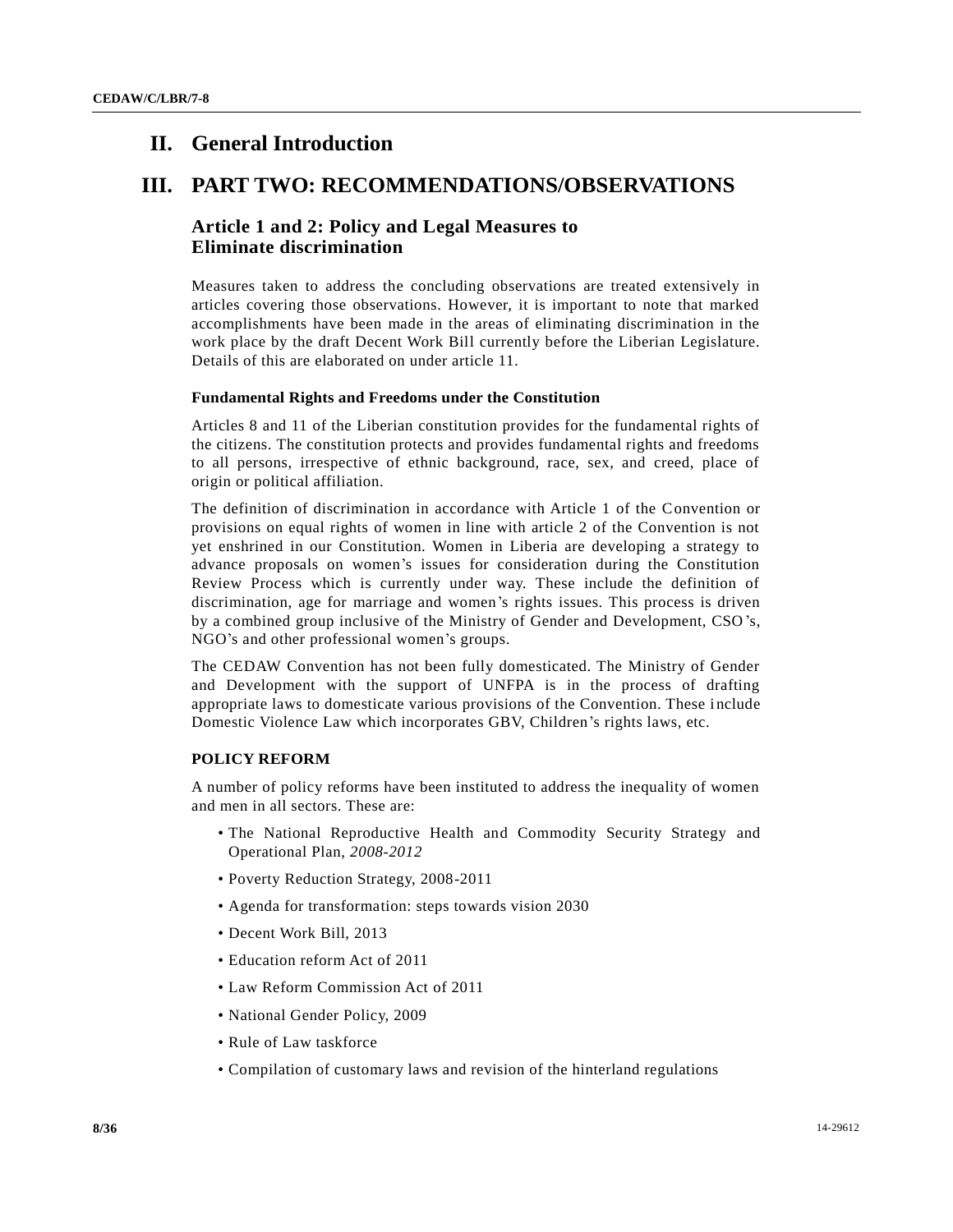# II. General Introduction

# III. PART TWO: RECOMMENDATIONS/OBSERVATIONS

## Article 1 and 2: Policy and Legal Measures to Eliminate discrimination

Measures taken to address the concluding observations are treated extensively in articles covering those observations. However, it is important to note that marked accomplishments have been made in the areas of eliminating discrimination in the work place by the draft Decent Work Bill currently before the Liberian Legislature. Details of this are elaborated on under article 11.

### Fundamental Rights and Freedoms under the Constitution

Articles 8 and 11 of the Liberian constitution provides for the fundamental rights of the citizens. The constitution protects and provides fundamental rights and freedoms to all persons, irrespective of ethnic background, race, sex, and creed, place of origin or political affiliation.

The definition of discrimination in accordance with Article 1 of the Convention or provisions on equal rights of women in line with article 2 of the Convention is not yet enshrined in our Constitution. Women in Liberia are developing a strategy to advance proposals on women's issues for consideration during the Constitution Review Process which is currently under way. These include the definition of discrimination, age for marriage and women's rights issues. This process is driven by a combined group inclusive of the Ministry of Gender and Development, CSO's, NGO's and other professional women's groups.

The CEDAW Convention has not been fully domesticated. The Ministry of Gender and Development with the support of UNFPA is in the process of drafting appropriate laws to domesticate various provisions of the Convention. These include Domestic Violence Law which incorporates GBV, Children's rights laws, etc.

### POLICY REFORM

A number of policy reforms have been instituted to address the inequality of women and men in all sectors. These are:

- The National Reproductive Health and Commodity Security Strategy and Operational Plan, *2008-2012*
- Poverty Reduction Strategy, 2008-2011
- Agenda for transformation: steps towards vision 2030
- Decent Work Bill, 2013
- Education reform Act of 2011
- Law Reform Commission Act of 2011
- National Gender Policy, 2009
- Rule of Law taskforce
- Compilation of customary laws and revision of the hinterland regulations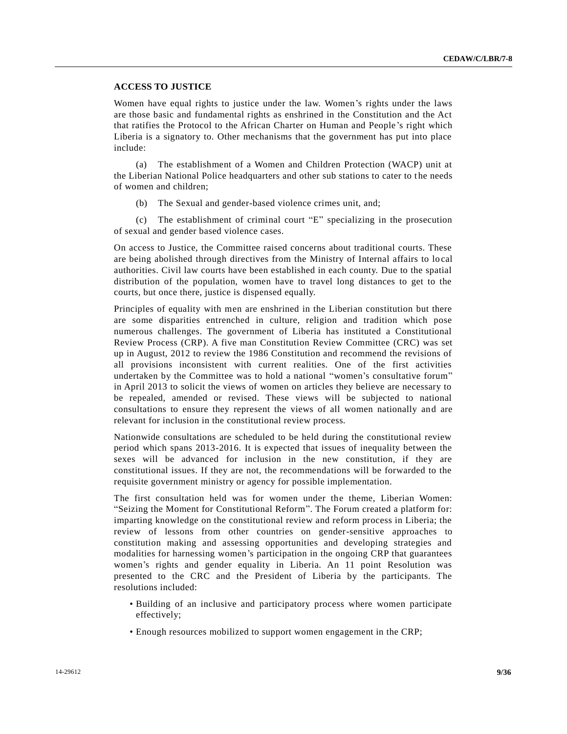## ACCESS TO JUSTICE

Women have equal rights to justice under the law. Women's rights under the laws are those basic and fundamental rights as enshrined in the Constitution and the Act that ratifies the Protocol to the African Charter on Human and People's right which Liberia is a signatory to. Other mechanisms that the government has put into place include:

(a) The establishment of a Women and Children Protection (WACP) unit at the Liberian National Police headquarters and other sub stations to cater to the needs of women and children;

(b) The Sexual and gender-based violence crimes unit, and;

(c) The establishment of criminal court "E" specializing in the prosecution of sexual and gender based violence cases.

On access to Justice, the Committee raised concerns about traditional courts. These are being abolished through directives from the Ministry of Internal affairs to local authorities. Civil law courts have been established in each county. Due to the spatial distribution of the population, women have to travel long distances to get to the courts, but once there, justice is dispensed equally.

Principles of equality with men are enshrined in the Liberian constitution but there are some disparities entrenched in culture, religion and tradition which pose numerous challenges. The government of Liberia has instituted a Constitutional Review Process (CRP). A five man Constitution Review Committee (CRC) was set up in August, 2012 to review the 1986 Constitution and recommend the revisions of all provisions inconsistent with current realities. One of the first activities undertaken by the Committee was to hold a national "women's consultative forum" in April 2013 to solicit the views of women on articles they believe are necessary to be repealed, amended or revised. These views will be subjected to national consultations to ensure they represent the views of all women nationally and are relevant for inclusion in the constitutional review process.

Nationwide consultations are scheduled to be held during the constitutional review period which spans 2013-2016. It is expected that issues of inequality between the sexes will be advanced for inclusion in the new constitution, if they are constitutional issues. If they are not, the recommendations will be forwarded to the requisite government ministry or agency for possible implementation.

The first consultation held was for women under the theme, Liberian Women: "Seizing the Moment for Constitutional Reform". The Forum created a platform for: imparting knowledge on the constitutional review and reform process in Liberia; the review of lessons from other countries on gender-sensitive approaches to constitution making and assessing opportunities and developing strategies and modalities for harnessing women's participation in the ongoing CRP that guarantees women's rights and gender equality in Liberia. An 11 point Resolution was presented to the CRC and the President of Liberia by the participants. The resolutions included:

- Building of an inclusive and participatory process where women participate effectively;
- Enough resources mobilized to support women engagement in the CRP;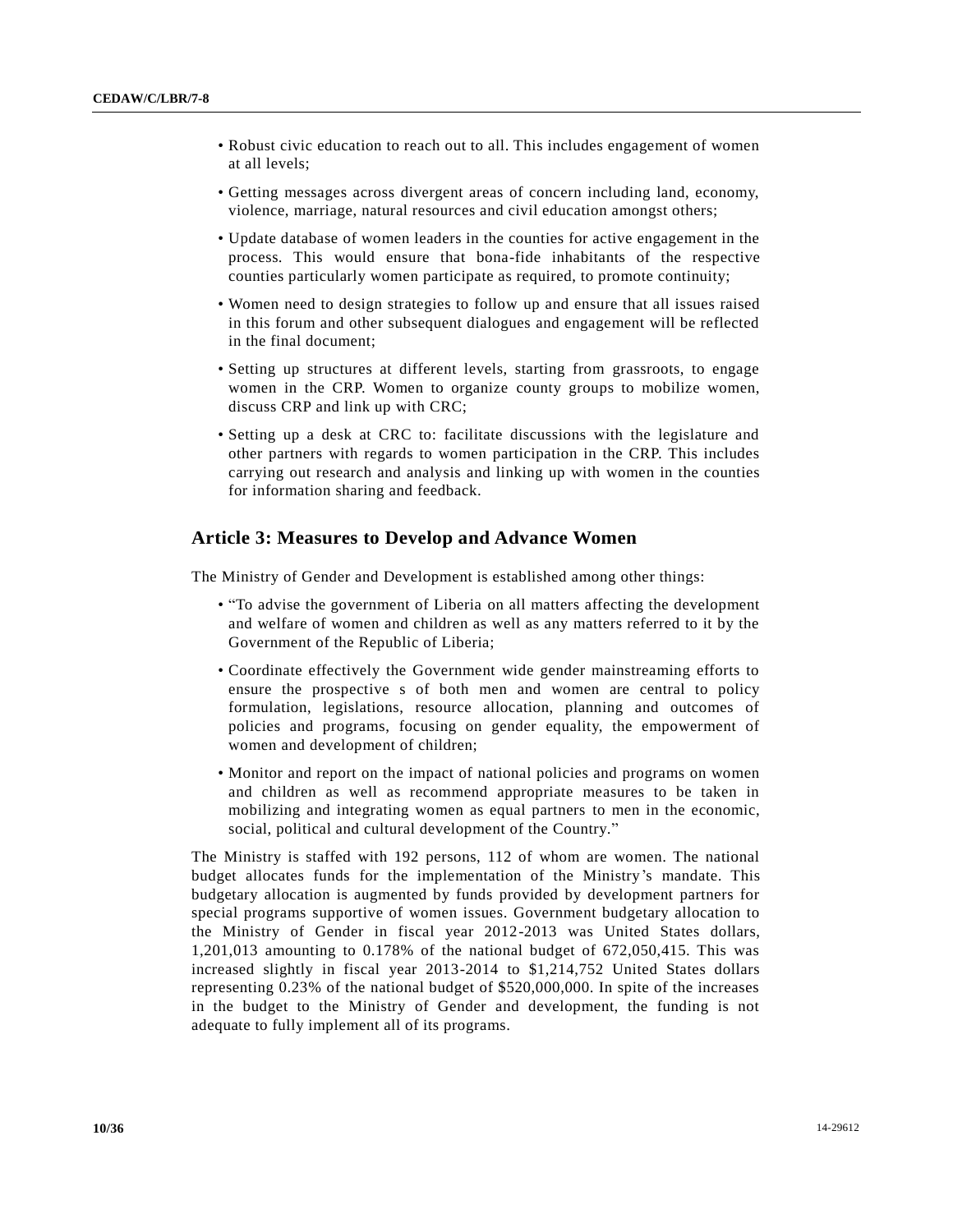- Robust civic education to reach out to all. This includes engagement of women at all levels;
- Getting messages across divergent areas of concern including land, economy, violence, marriage, natural resources and civil education amongst others;
- Update database of women leaders in the counties for active engagement in the process. This would ensure that bona-fide inhabitants of the respective counties particularly women participate as required, to promote continuity;
- Women need to design strategies to follow up and ensure that all issues raised in this forum and other subsequent dialogues and engagement will be reflected in the final document;
- Setting up structures at different levels, starting from grassroots, to engage women in the CRP. Women to organize county groups to mobilize women, discuss CRP and link up with CRC;
- Setting up a desk at CRC to: facilitate discussions with the legislature and other partners with regards to women participation in the CRP. This includes carrying out research and analysis and linking up with women in the counties for information sharing and feedback.

## Article 3: Measures to Develop and Advance Women

The Ministry of Gender and Development is established among other things:

- "To advise the government of Liberia on all matters affecting the development and welfare of women and children as well as any matters referred to it by the Government of the Republic of Liberia;
- Coordinate effectively the Government wide gender mainstreaming efforts to ensure the prospective s of both men and women are central to policy formulation, legislations, resource allocation, planning and outcomes of policies and programs, focusing on gender equality, the empowerment of women and development of children;
- Monitor and report on the impact of national policies and programs on women and children as well as recommend appropriate measures to be taken in mobilizing and integrating women as equal partners to men in the economic, social, political and cultural development of the Country."

The Ministry is staffed with 192 persons, 112 of whom are women. The national budget allocates funds for the implementation of the Ministry's mandate. This budgetary allocation is augmented by funds provided by development partners for special programs supportive of women issues. Government budgetary allocation to the Ministry of Gender in fiscal year 2012-2013 was United States dollars, 1,201,013 amounting to 0.178% of the national budget of 672,050,415. This was increased slightly in fiscal year 2013-2014 to $1,214,752 United States dollars representing 0.23% of the national budget of $520,000,000. In spite of the increases in the budget to the Ministry of Gender and development, the funding is not adequate to fully implement all of its programs.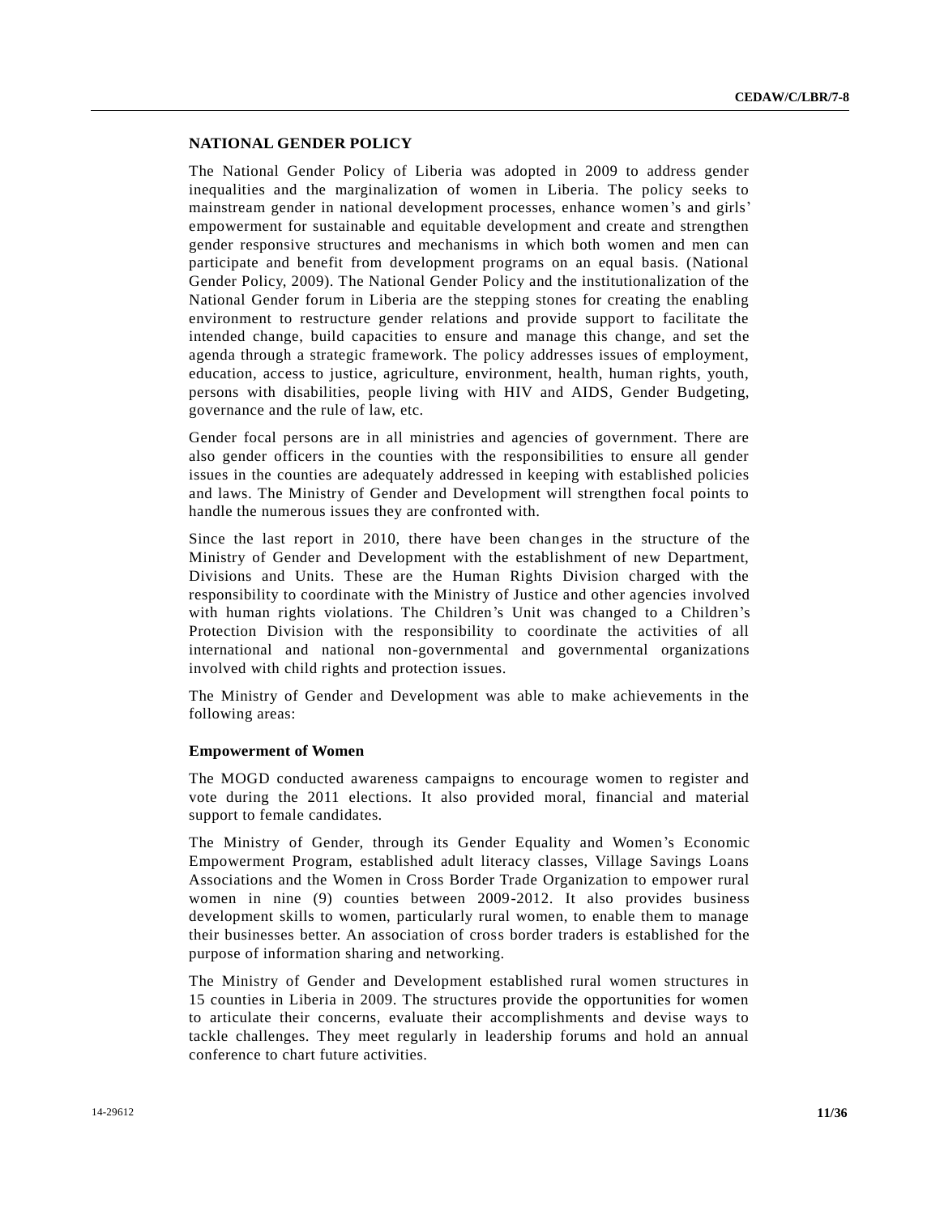## NATIONAL GENDER POLICY

The National Gender Policy of Liberia was adopted in 2009 to address gender inequalities and the marginalization of women in Liberia. The policy seeks to mainstream gender in national development processes, enhance women's and girls' empowerment for sustainable and equitable development and create and strengthen gender responsive structures and mechanisms in which both women and men can participate and benefit from development programs on an equal basis. (National Gender Policy, 2009). The National Gender Policy and the institutionalization of the National Gender forum in Liberia are the stepping stones for creating the enabling environment to restructure gender relations and provide support to facilitate the intended change, build capacities to ensure and manage this change, and set the agenda through a strategic framework. The policy addresses issues of employment, education, access to justice, agriculture, environment, health, human rights, youth, persons with disabilities, people living with HIV and AIDS, Gender Budgeting, governance and the rule of law, etc.

Gender focal persons are in all ministries and agencies of government. There are also gender officers in the counties with the responsibilities to ensure all gender issues in the counties are adequately addressed in keeping with established policies and laws. The Ministry of Gender and Development will strengthen focal points to handle the numerous issues they are confronted with.

Since the last report in 2010, there have been changes in the structure of the Ministry of Gender and Development with the establishment of new Department, Divisions and Units. These are the Human Rights Division charged with the responsibility to coordinate with the Ministry of Justice and other agencies involved with human rights violations. The Children's Unit was changed to a Children's Protection Division with the responsibility to coordinate the activities of all international and national non-governmental and governmental organizations involved with child rights and protection issues.

The Ministry of Gender and Development was able to make achievements in the following areas:

### Empowerment of Women

The MOGD conducted awareness campaigns to encourage women to register and vote during the 2011 elections. It also provided moral, financial and material support to female candidates.

The Ministry of Gender, through its Gender Equality and Women's Economic Empowerment Program, established adult literacy classes, Village Savings Loans Associations and the Women in Cross Border Trade Organization to empower rural women in nine (9) counties between 2009-2012. It also provides business development skills to women, particularly rural women, to enable them to manage their businesses better. An association of cross border traders is established for the purpose of information sharing and networking.

The Ministry of Gender and Development established rural women structures in 15 counties in Liberia in 2009. The structures provide the opportunities for women to articulate their concerns, evaluate their accomplishments and devise ways to tackle challenges. They meet regularly in leadership forums and hold an annual conference to chart future activities.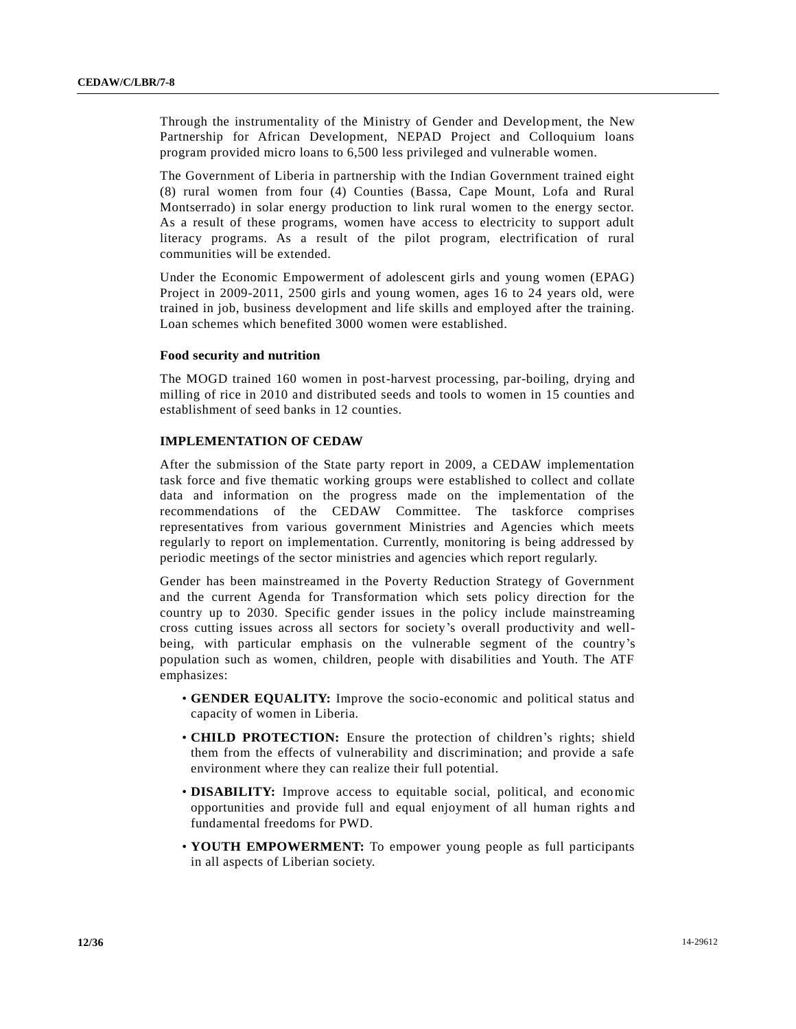Through the instrumentality of the Ministry of Gender and Development, the New Partnership for African Development, NEPAD Project and Colloquium loans program provided micro loans to 6,500 less privileged and vulnerable women.

The Government of Liberia in partnership with the Indian Government trained eight (8) rural women from four (4) Counties (Bassa, Cape Mount, Lofa and Rural Montserrado) in solar energy production to link rural women to the energy sector. As a result of these programs, women have access to electricity to support adult literacy programs. As a result of the pilot program, electrification of rural communities will be extended.

Under the Economic Empowerment of adolescent girls and young women (EPAG) Project in 2009-2011, 2500 girls and young women, ages 16 to 24 years old, were trained in job, business development and life skills and employed after the training. Loan schemes which benefited 3000 women were established.

### Food security and nutrition

The MOGD trained 160 women in post-harvest processing, par-boiling, drying and milling of rice in 2010 and distributed seeds and tools to women in 15 counties and establishment of seed banks in 12 counties.

### IMPLEMENTATION OF CEDAW

After the submission of the State party report in 2009, a CEDAW implementation task force and five thematic working groups were established to collect and collate data and information on the progress made on the implementation of the recommendations of the CEDAW Committee. The taskforce comprises representatives from various government Ministries and Agencies which meets regularly to report on implementation. Currently, monitoring is being addressed by periodic meetings of the sector ministries and agencies which report regularly.

Gender has been mainstreamed in the Poverty Reduction Strategy of Government and the current Agenda for Transformation which sets policy direction for the country up to 2030. Specific gender issues in the policy include mainstreaming cross cutting issues across all sectors for society's overall productivity and well-being, with particular emphasis on the vulnerable segment of the country's population such as women, children, people with disabilities and Youth. The ATF emphasizes:

- **GENDER EQUALITY:** Improve the socio-economic and political status and capacity of women in Liberia.
- **CHILD PROTECTION:** Ensure the protection of children's rights; shield them from the effects of vulnerability and discrimination; and provide a safe environment where they can realize their full potential.
- **DISABILITY:** Improve access to equitable social, political, and economic opportunities and provide full and equal enjoyment of all human rights and fundamental freedoms for PWD.
- **YOUTH EMPOWERMENT:** To empower young people as full participants in all aspects of Liberian society.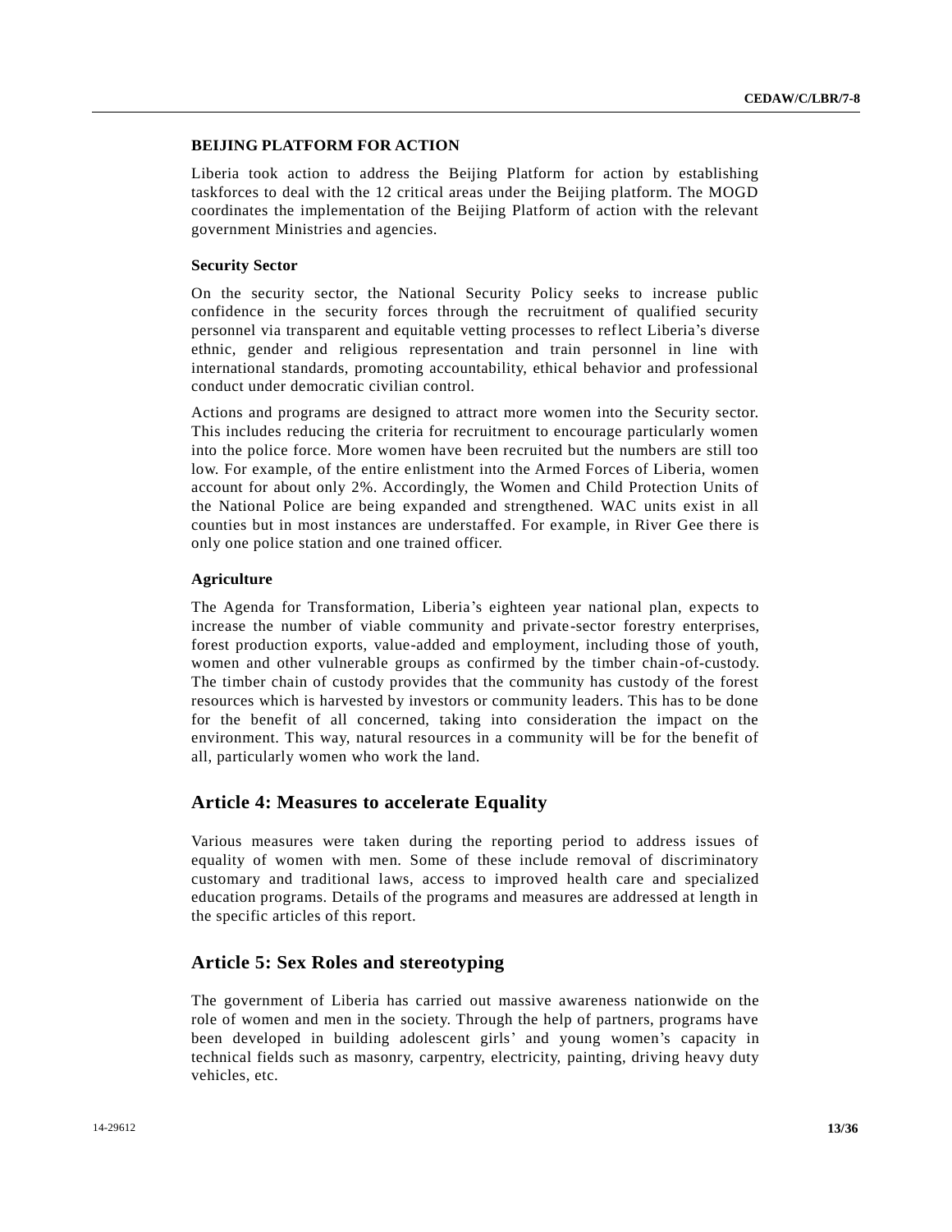### BEIJING PLATFORM FOR ACTION

Liberia took action to address the Beijing Platform for action by establishing taskforces to deal with the 12 critical areas under the Beijing platform. The MOGD coordinates the implementation of the Beijing Platform of action with the relevant government Ministries and agencies.

#### Security Sector

On the security sector, the National Security Policy seeks to increase public confidence in the security forces through the recruitment of qualified security personnel via transparent and equitable vetting processes to reflect Liberia's diverse ethnic, gender and religious representation and train personnel in line with international standards, promoting accountability, ethical behavior and professional conduct under democratic civilian control.

Actions and programs are designed to attract more women into the Security sector. This includes reducing the criteria for recruitment to encourage particularly women into the police force. More women have been recruited but the numbers are still too low. For example, of the entire enlistment into the Armed Forces of Liberia, women account for about only 2%. Accordingly, the Women and Child Protection Units of the National Police are being expanded and strengthened. WAC units exist in all counties but in most instances are understaffed. For example, in River Gee there is only one police station and one trained officer.

#### Agriculture

The Agenda for Transformation, Liberia's eighteen year national plan, expects to increase the number of viable community and private-sector forestry enterprises, forest production exports, value-added and employment, including those of youth, women and other vulnerable groups as confirmed by the timber chain-of-custody. The timber chain of custody provides that the community has custody of the forest resources which is harvested by investors or community leaders. This has to be done for the benefit of all concerned, taking into consideration the impact on the environment. This way, natural resources in a community will be for the benefit of all, particularly women who work the land.

## Article 4: Measures to accelerate Equality

Various measures were taken during the reporting period to address issues of equality of women with men. Some of these include removal of discriminatory customary and traditional laws, access to improved health care and specialized education programs. Details of the programs and measures are addressed at length in the specific articles of this report.

## Article 5: Sex Roles and stereotyping

The government of Liberia has carried out massive awareness nationwide on the role of women and men in the society. Through the help of partners, programs have been developed in building adolescent girls' and young women's capacity in technical fields such as masonry, carpentry, electricity, painting, driving heavy duty vehicles, etc.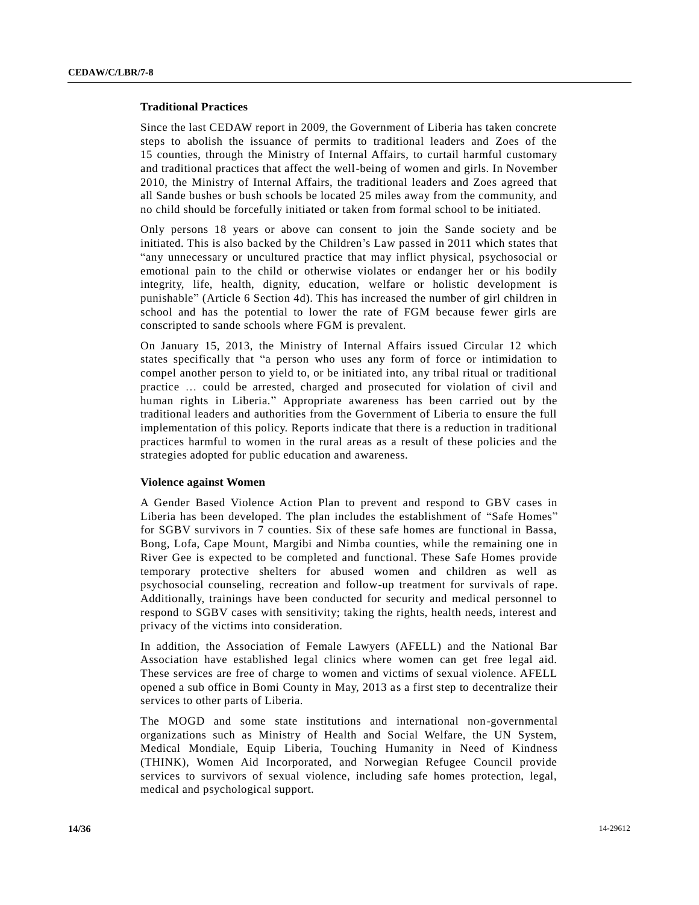### Traditional Practices

Since the last CEDAW report in 2009, the Government of Liberia has taken concrete steps to abolish the issuance of permits to traditional leaders and Zoes of the 15 counties, through the Ministry of Internal Affairs, to curtail harmful customary and traditional practices that affect the well-being of women and girls. In November 2010, the Ministry of Internal Affairs, the traditional leaders and Zoes agreed that all Sande bushes or bush schools be located 25 miles away from the community, and no child should be forcefully initiated or taken from formal school to be initiated.

Only persons 18 years or above can consent to join the Sande society and be initiated. This is also backed by the Children's Law passed in 2011 which states that "any unnecessary or uncultured practice that may inflict physical, psychosocial or emotional pain to the child or otherwise violates or endanger her or his bodily integrity, life, health, dignity, education, welfare or holistic development is punishable" (Article 6 Section 4d). This has increased the number of girl children in school and has the potential to lower the rate of FGM because fewer girls are conscripted to sande schools where FGM is prevalent.

On January 15, 2013, the Ministry of Internal Affairs issued Circular 12 which states specifically that "a person who uses any form of force or intimidation to compel another person to yield to, or be initiated into, any tribal ritual or traditional practice … could be arrested, charged and prosecuted for violation of civil and human rights in Liberia." Appropriate awareness has been carried out by the traditional leaders and authorities from the Government of Liberia to ensure the full implementation of this policy. Reports indicate that there is a reduction in traditional practices harmful to women in the rural areas as a result of these policies and the strategies adopted for public education and awareness.

### Violence against Women

A Gender Based Violence Action Plan to prevent and respond to GBV cases in Liberia has been developed. The plan includes the establishment of "Safe Homes" for SGBV survivors in 7 counties. Six of these safe homes are functional in Bassa, Bong, Lofa, Cape Mount, Margibi and Nimba counties, while the remaining one in River Gee is expected to be completed and functional. These Safe Homes provide temporary protective shelters for abused women and children as well as psychosocial counseling, recreation and follow-up treatment for survivals of rape. Additionally, trainings have been conducted for security and medical personnel to respond to SGBV cases with sensitivity; taking the rights, health needs, interest and privacy of the victims into consideration.

In addition, the Association of Female Lawyers (AFELL) and the National Bar Association have established legal clinics where women can get free legal aid. These services are free of charge to women and victims of sexual violence. AFELL opened a sub office in Bomi County in May, 2013 as a first step to decentralize their services to other parts of Liberia.

The MOGD and some state institutions and international non-governmental organizations such as Ministry of Health and Social Welfare, the UN System, Medical Mondiale, Equip Liberia, Touching Humanity in Need of Kindness (THINK), Women Aid Incorporated, and Norwegian Refugee Council provide services to survivors of sexual violence, including safe homes protection, legal, medical and psychological support.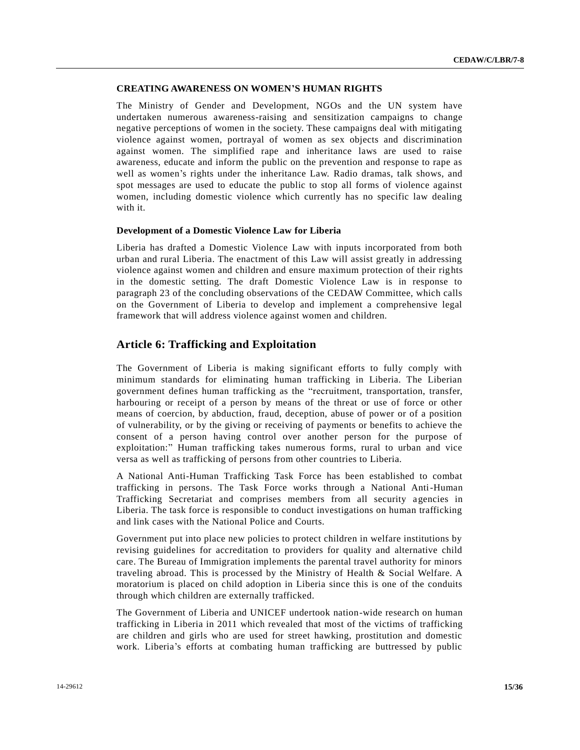### CREATING AWARENESS ON WOMEN'S HUMAN RIGHTS

The Ministry of Gender and Development, NGOs and the UN system have undertaken numerous awareness-raising and sensitization campaigns to change negative perceptions of women in the society. These campaigns deal with mitigating violence against women, portrayal of women as sex objects and discrimination against women. The simplified rape and inheritance laws are used to raise awareness, educate and inform the public on the prevention and response to rape as well as women's rights under the inheritance Law. Radio dramas, talk shows, and spot messages are used to educate the public to stop all forms of violence against women, including domestic violence which currently has no specific law dealing with it.

#### Development of a Domestic Violence Law for Liberia

Liberia has drafted a Domestic Violence Law with inputs incorporated from both urban and rural Liberia. The enactment of this Law will assist greatly in addressing violence against women and children and ensure maximum protection of their rights in the domestic setting. The draft Domestic Violence Law is in response to paragraph 23 of the concluding observations of the CEDAW Committee, which calls on the Government of Liberia to develop and implement a comprehensive legal framework that will address violence against women and children.

## Article 6: Trafficking and Exploitation

The Government of Liberia is making significant efforts to fully comply with minimum standards for eliminating human trafficking in Liberia. The Liberian government defines human trafficking as the "recruitment, transportation, transfer, harbouring or receipt of a person by means of the threat or use of force or other means of coercion, by abduction, fraud, deception, abuse of power or of a position of vulnerability, or by the giving or receiving of payments or benefits to achieve the consent of a person having control over another person for the purpose of exploitation:" Human trafficking takes numerous forms, rural to urban and vice versa as well as trafficking of persons from other countries to Liberia.

A National Anti-Human Trafficking Task Force has been established to combat trafficking in persons. The Task Force works through a National Anti-Human Trafficking Secretariat and comprises members from all security agencies in Liberia. The task force is responsible to conduct investigations on human trafficking and link cases with the National Police and Courts.

Government put into place new policies to protect children in welfare institutions by revising guidelines for accreditation to providers for quality and alternative child care. The Bureau of Immigration implements the parental travel authority for minors traveling abroad. This is processed by the Ministry of Health & Social Welfare. A moratorium is placed on child adoption in Liberia since this is one of the conduits through which children are externally trafficked.

The Government of Liberia and UNICEF undertook nation-wide research on human trafficking in Liberia in 2011 which revealed that most of the victims of trafficking are children and girls who are used for street hawking, prostitution and domestic work. Liberia's efforts at combating human trafficking are buttressed by public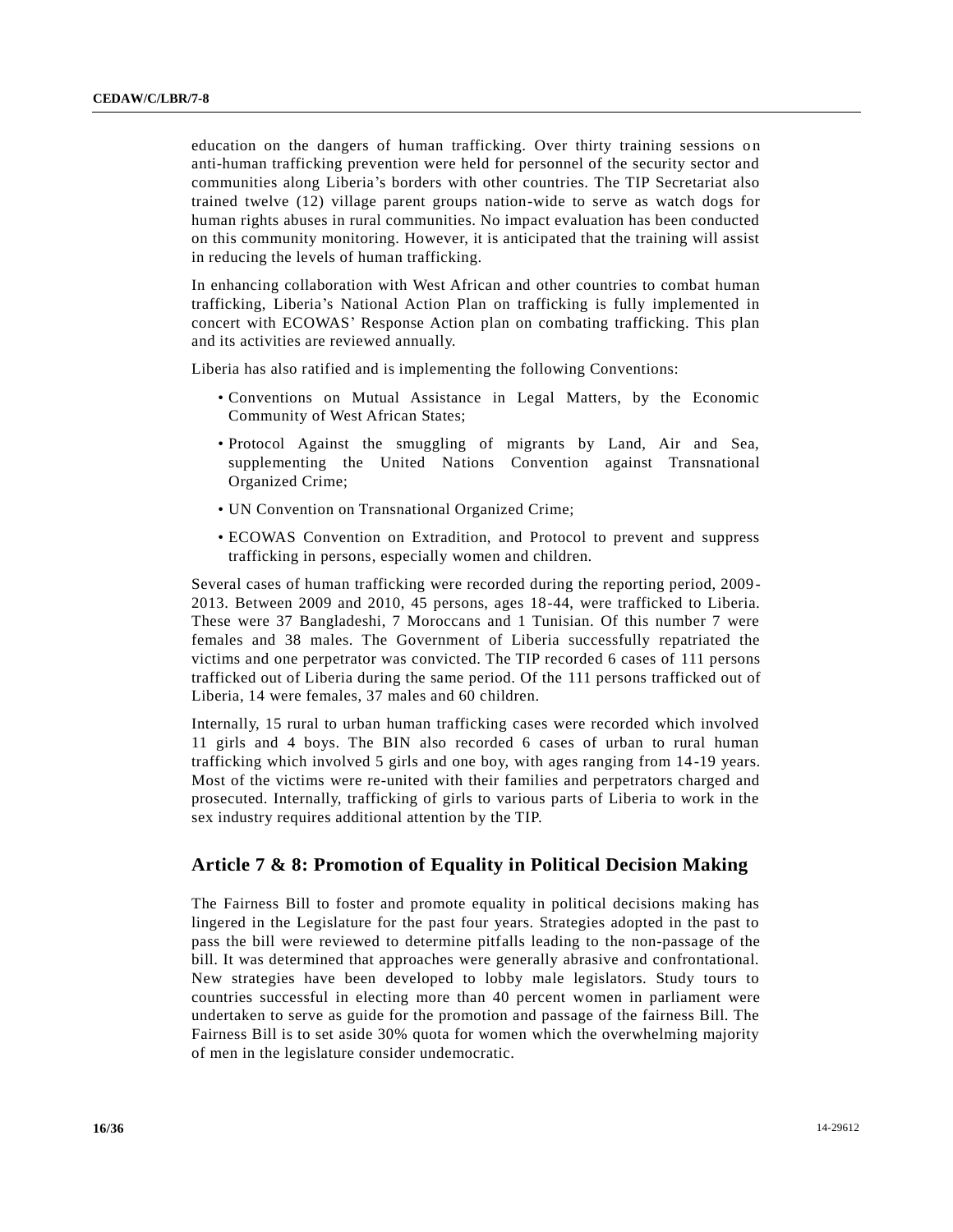education on the dangers of human trafficking. Over thirty training sessions on anti-human trafficking prevention were held for personnel of the security sector and communities along Liberia's borders with other countries. The TIP Secretariat also trained twelve (12) village parent groups nation-wide to serve as watch dogs for human rights abuses in rural communities. No impact evaluation has been conducted on this community monitoring. However, it is anticipated that the training will assist in reducing the levels of human trafficking.

In enhancing collaboration with West African and other countries to combat human trafficking, Liberia's National Action Plan on trafficking is fully implemented in concert with ECOWAS' Response Action plan on combating trafficking. This plan and its activities are reviewed annually.

Liberia has also ratified and is implementing the following Conventions:

- Conventions on Mutual Assistance in Legal Matters, by the Economic Community of West African States;
- Protocol Against the smuggling of migrants by Land, Air and Sea, supplementing the United Nations Convention against Transnational Organized Crime;
- UN Convention on Transnational Organized Crime;
- ECOWAS Convention on Extradition, and Protocol to prevent and suppress trafficking in persons, especially women and children.

Several cases of human trafficking were recorded during the reporting period, 2009-2013. Between 2009 and 2010, 45 persons, ages 18-44, were trafficked to Liberia. These were 37 Bangladeshi, 7 Moroccans and 1 Tunisian. Of this number 7 were females and 38 males. The Government of Liberia successfully repatriated the victims and one perpetrator was convicted. The TIP recorded 6 cases of 111 persons trafficked out of Liberia during the same period. Of the 111 persons trafficked out of Liberia, 14 were females, 37 males and 60 children.

Internally, 15 rural to urban human trafficking cases were recorded which involved 11 girls and 4 boys. The BIN also recorded 6 cases of urban to rural human trafficking which involved 5 girls and one boy, with ages ranging from 14-19 years. Most of the victims were re-united with their families and perpetrators charged and prosecuted. Internally, trafficking of girls to various parts of Liberia to work in the sex industry requires additional attention by the TIP.

## Article 7 & 8: Promotion of Equality in Political Decision Making

The Fairness Bill to foster and promote equality in political decisions making has lingered in the Legislature for the past four years. Strategies adopted in the past to pass the bill were reviewed to determine pitfalls leading to the non-passage of the bill. It was determined that approaches were generally abrasive and confrontational. New strategies have been developed to lobby male legislators. Study tours to countries successful in electing more than 40 percent women in parliament were undertaken to serve as guide for the promotion and passage of the fairness Bill. The Fairness Bill is to set aside 30% quota for women which the overwhelming majority of men in the legislature consider undemocratic.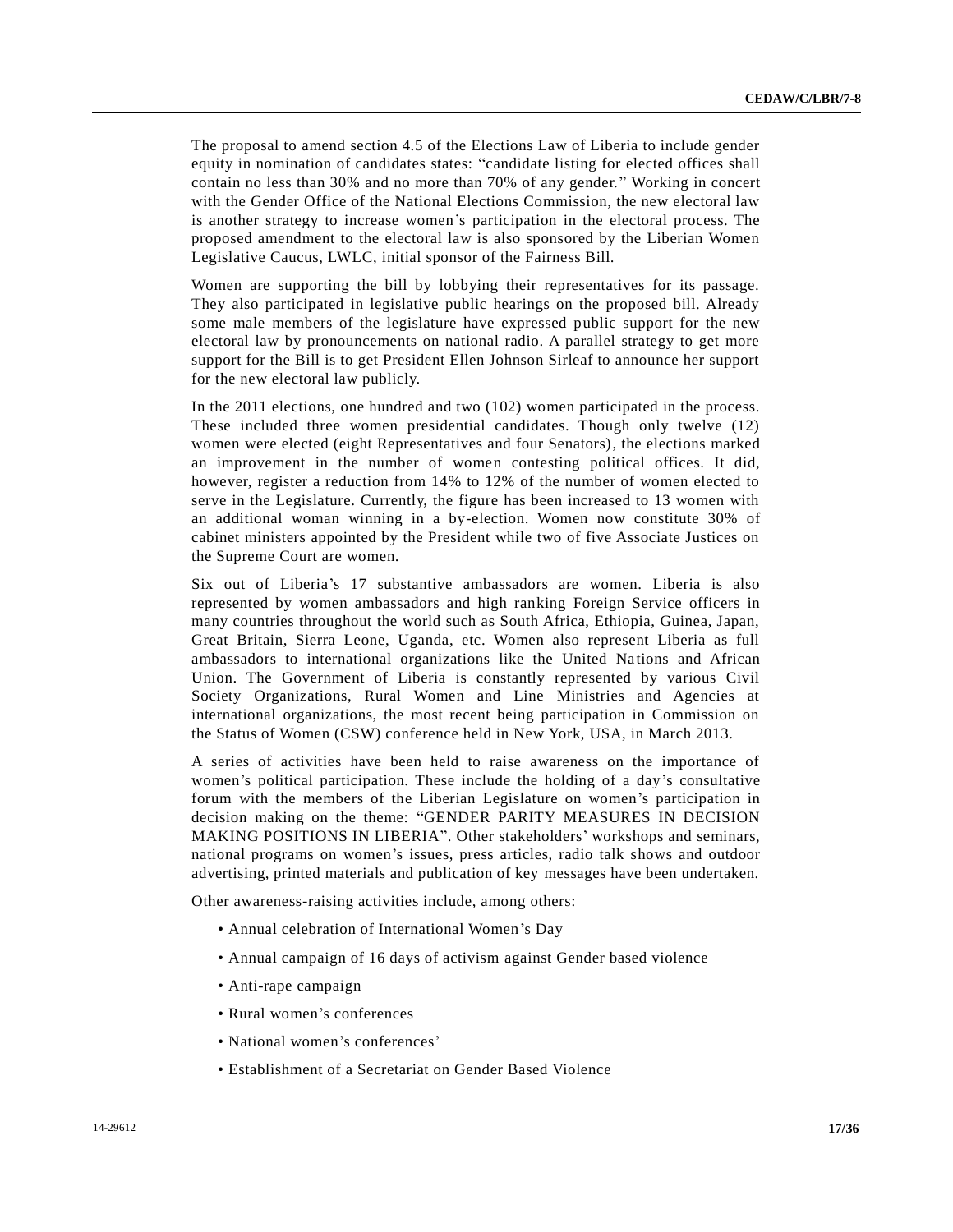The proposal to amend section 4.5 of the Elections Law of Liberia to include gender equity in nomination of candidates states: "candidate listing for elected offices shall contain no less than 30% and no more than 70% of any gender." Working in concert with the Gender Office of the National Elections Commission, the new electoral law is another strategy to increase women's participation in the electoral process. The proposed amendment to the electoral law is also sponsored by the Liberian Women Legislative Caucus, LWLC, initial sponsor of the Fairness Bill.

Women are supporting the bill by lobbying their representatives for its passage. They also participated in legislative public hearings on the proposed bill. Already some male members of the legislature have expressed public support for the new electoral law by pronouncements on national radio. A parallel strategy to get more support for the Bill is to get President Ellen Johnson Sirleaf to announce her support for the new electoral law publicly.

In the 2011 elections, one hundred and two (102) women participated in the process. These included three women presidential candidates. Though only twelve (12) women were elected (eight Representatives and four Senators), the elections marked an improvement in the number of women contesting political offices. It did, however, register a reduction from 14% to 12% of the number of women elected to serve in the Legislature. Currently, the figure has been increased to 13 women with an additional woman winning in a by-election. Women now constitute 30% of cabinet ministers appointed by the President while two of five Associate Justices on the Supreme Court are women.

Six out of Liberia's 17 substantive ambassadors are women. Liberia is also represented by women ambassadors and high ranking Foreign Service officers in many countries throughout the world such as South Africa, Ethiopia, Guinea, Japan, Great Britain, Sierra Leone, Uganda, etc. Women also represent Liberia as full ambassadors to international organizations like the United Nations and African Union. The Government of Liberia is constantly represented by various Civil Society Organizations, Rural Women and Line Ministries and Agencies at international organizations, the most recent being participation in Commission on the Status of Women (CSW) conference held in New York, USA, in March 2013.

A series of activities have been held to raise awareness on the importance of women's political participation. These include the holding of a day's consultative forum with the members of the Liberian Legislature on women's participation in decision making on the theme: "GENDER PARITY MEASURES IN DECISION MAKING POSITIONS IN LIBERIA". Other stakeholders' workshops and seminars, national programs on women's issues, press articles, radio talk shows and outdoor advertising, printed materials and publication of key messages have been undertaken.

Other awareness-raising activities include, among others:

- Annual celebration of International Women's Day
- Annual campaign of 16 days of activism against Gender based violence
- Anti-rape campaign
- Rural women's conferences
- National women's conferences'
- Establishment of a Secretariat on Gender Based Violence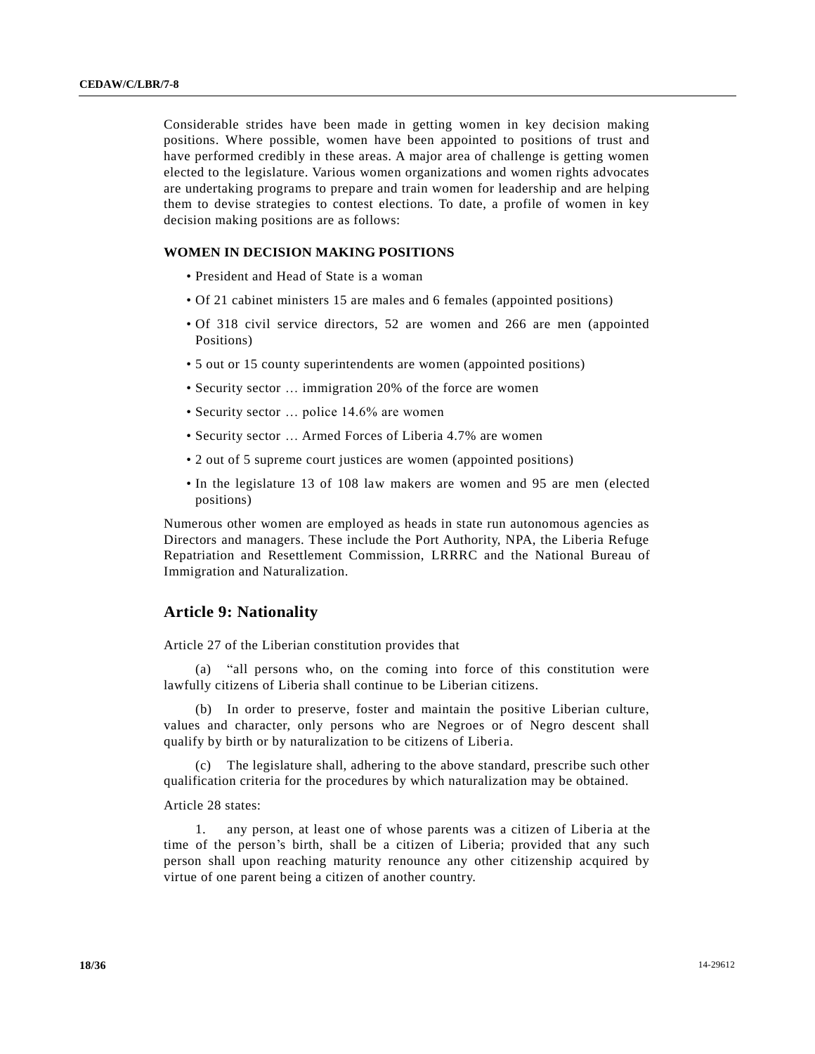Considerable strides have been made in getting women in key decision making positions. Where possible, women have been appointed to positions of trust and have performed credibly in these areas. A major area of challenge is getting women elected to the legislature. Various women organizations and women rights advocates are undertaking programs to prepare and train women for leadership and are helping them to devise strategies to contest elections. To date, a profile of women in key decision making positions are as follows:

**WOMEN IN DECISION MAKING POSITIONS**

- President and Head of State is a woman
- Of 21 cabinet ministers 15 are males and 6 females (appointed positions)
- Of 318 civil service directors, 52 are women and 266 are men (appointed Positions)
- 5 out or 15 county superintendents are women (appointed positions)
- Security sector … immigration 20% of the force are women
- Security sector … police 14.6% are women
- Security sector … Armed Forces of Liberia 4.7% are women
- 2 out of 5 supreme court justices are women (appointed positions)
- In the legislature 13 of 108 law makers are women and 95 are men (elected positions)

Numerous other women are employed as heads in state run autonomous agencies as Directors and managers. These include the Port Authority, NPA, the Liberia Refuge Repatriation and Resettlement Commission, LRRRC and the National Bureau of Immigration and Naturalization.

## Article 9: Nationality

Article 27 of the Liberian constitution provides that

(a) "all persons who, on the coming into force of this constitution were lawfully citizens of Liberia shall continue to be Liberian citizens.

(b) In order to preserve, foster and maintain the positive Liberian culture, values and character, only persons who are Negroes or of Negro descent shall qualify by birth or by naturalization to be citizens of Liberia.

(c) The legislature shall, adhering to the above standard, prescribe such other qualification criteria for the procedures by which naturalization may be obtained.

Article 28 states:

1. any person, at least one of whose parents was a citizen of Liberia at the time of the person's birth, shall be a citizen of Liberia; provided that any such person shall upon reaching maturity renounce any other citizenship acquired by virtue of one parent being a citizen of another country.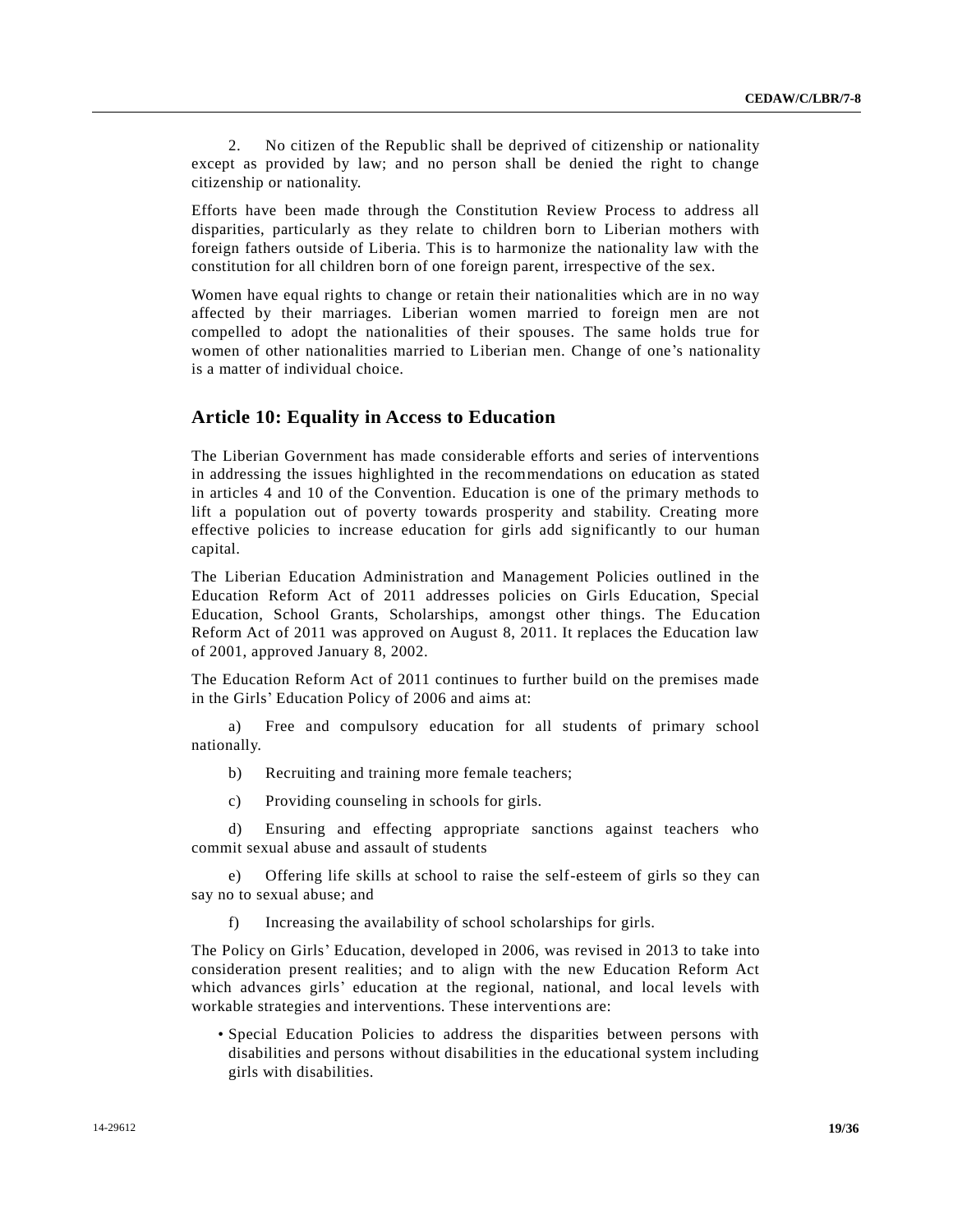2. No citizen of the Republic shall be deprived of citizenship or nationality except as provided by law; and no person shall be denied the right to change citizenship or nationality.

Efforts have been made through the Constitution Review Process to address all disparities, particularly as they relate to children born to Liberian mothers with foreign fathers outside of Liberia. This is to harmonize the nationality law with the constitution for all children born of one foreign parent, irrespective of the sex.

Women have equal rights to change or retain their nationalities which are in no way affected by their marriages. Liberian women married to foreign men are not compelled to adopt the nationalities of their spouses. The same holds true for women of other nationalities married to Liberian men. Change of one's nationality is a matter of individual choice.

## Article 10: Equality in Access to Education

The Liberian Government has made considerable efforts and series of interventions in addressing the issues highlighted in the recommendations on education as stated in articles 4 and 10 of the Convention. Education is one of the primary methods to lift a population out of poverty towards prosperity and stability. Creating more effective policies to increase education for girls add significantly to our human capital.

The Liberian Education Administration and Management Policies outlined in the Education Reform Act of 2011 addresses policies on Girls Education, Special Education, School Grants, Scholarships, amongst other things. The Education Reform Act of 2011 was approved on August 8, 2011. It replaces the Education law of 2001, approved January 8, 2002.

The Education Reform Act of 2011 continues to further build on the premises made in the Girls' Education Policy of 2006 and aims at:

a) Free and compulsory education for all students of primary school nationally.

b) Recruiting and training more female teachers;

c) Providing counseling in schools for girls.

d) Ensuring and effecting appropriate sanctions against teachers who commit sexual abuse and assault of students

e) Offering life skills at school to raise the self-esteem of girls so they can say no to sexual abuse; and

f) Increasing the availability of school scholarships for girls.

The Policy on Girls' Education, developed in 2006, was revised in 2013 to take into consideration present realities; and to align with the new Education Reform Act which advances girls' education at the regional, national, and local levels with workable strategies and interventions. These interventions are:

- Special Education Policies to address the disparities between persons with disabilities and persons without disabilities in the educational system including girls with disabilities.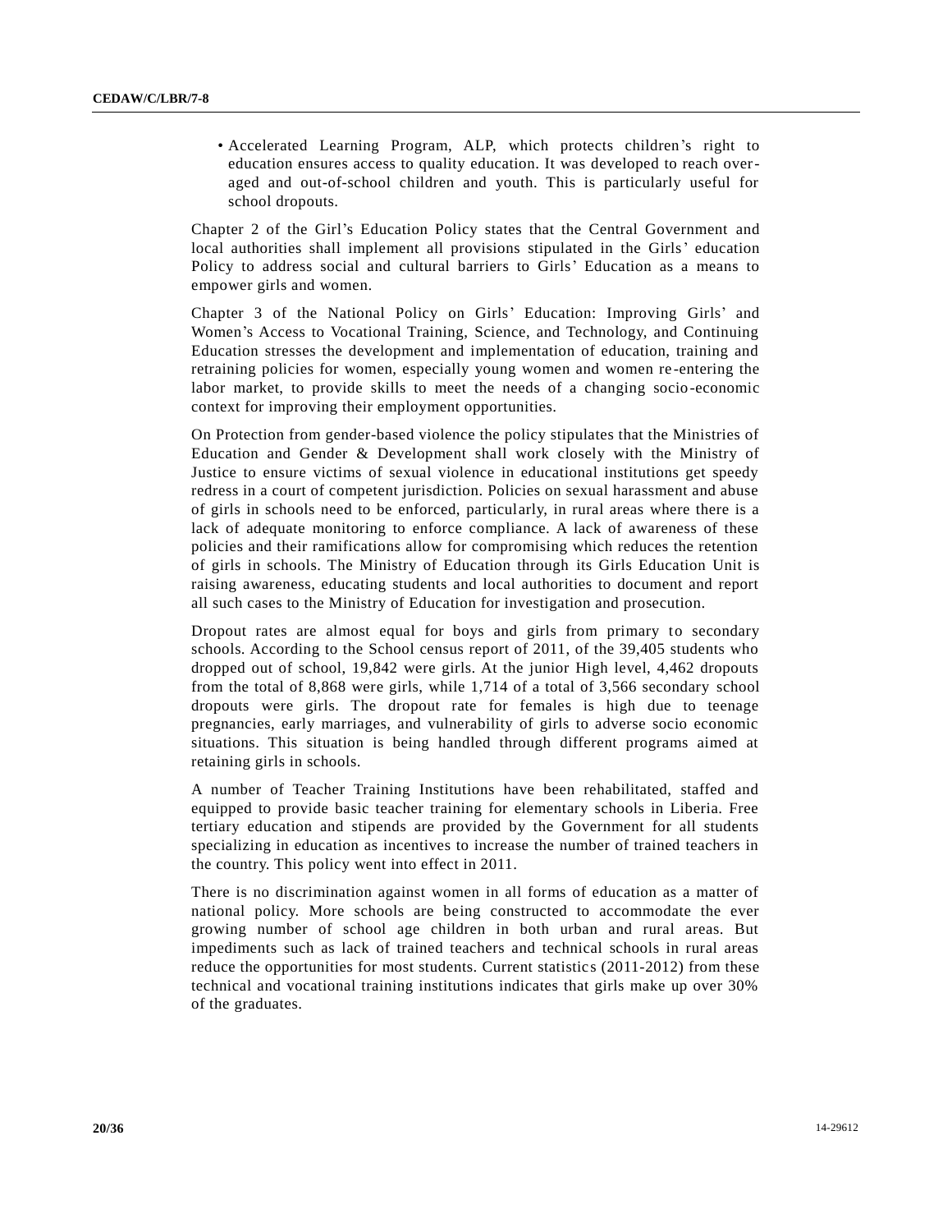- Accelerated Learning Program, ALP, which protects children's right to education ensures access to quality education. It was developed to reach over-aged and out-of-school children and youth. This is particularly useful for school dropouts.

Chapter 2 of the Girl's Education Policy states that the Central Government and local authorities shall implement all provisions stipulated in the Girls' education Policy to address social and cultural barriers to Girls' Education as a means to empower girls and women.

Chapter 3 of the National Policy on Girls' Education: Improving Girls' and Women's Access to Vocational Training, Science, and Technology, and Continuing Education stresses the development and implementation of education, training and retraining policies for women, especially young women and women re-entering the labor market, to provide skills to meet the needs of a changing socio-economic context for improving their employment opportunities.

On Protection from gender-based violence the policy stipulates that the Ministries of Education and Gender & Development shall work closely with the Ministry of Justice to ensure victims of sexual violence in educational institutions get speedy redress in a court of competent jurisdiction. Policies on sexual harassment and abuse of girls in schools need to be enforced, particularly, in rural areas where there is a lack of adequate monitoring to enforce compliance. A lack of awareness of these policies and their ramifications allow for compromising which reduces the retention of girls in schools. The Ministry of Education through its Girls Education Unit is raising awareness, educating students and local authorities to document and report all such cases to the Ministry of Education for investigation and prosecution.

Dropout rates are almost equal for boys and girls from primary to secondary schools. According to the School census report of 2011, of the 39,405 students who dropped out of school, 19,842 were girls. At the junior High level, 4,462 dropouts from the total of 8,868 were girls, while 1,714 of a total of 3,566 secondary school dropouts were girls. The dropout rate for females is high due to teenage pregnancies, early marriages, and vulnerability of girls to adverse socio economic situations. This situation is being handled through different programs aimed at retaining girls in schools.

A number of Teacher Training Institutions have been rehabilitated, staffed and equipped to provide basic teacher training for elementary schools in Liberia. Free tertiary education and stipends are provided by the Government for all students specializing in education as incentives to increase the number of trained teachers in the country. This policy went into effect in 2011.

There is no discrimination against women in all forms of education as a matter of national policy. More schools are being constructed to accommodate the ever growing number of school age children in both urban and rural areas. But impediments such as lack of trained teachers and technical schools in rural areas reduce the opportunities for most students. Current statistics (2011-2012) from these technical and vocational training institutions indicates that girls make up over 30% of the graduates.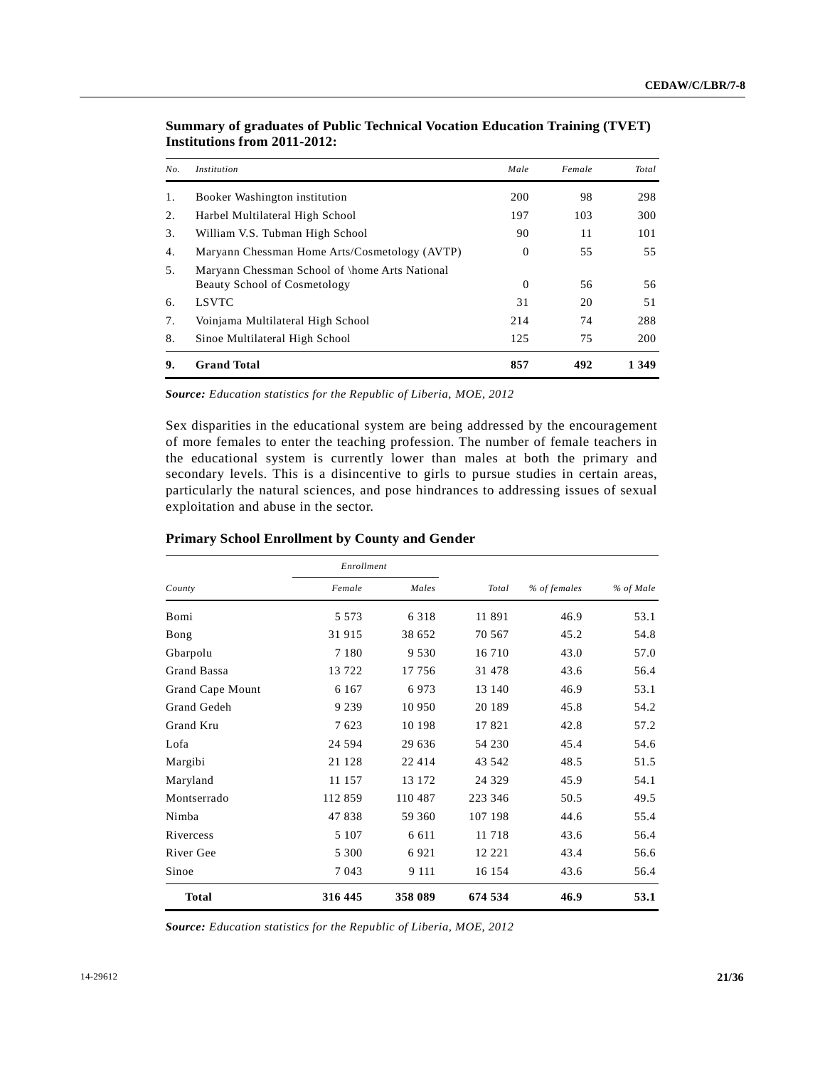**Summary of graduates of Public Technical Vocation Education Training (TVET) Institutions from 2011-2012:**

| *No.* | *Institution* | *Male* | *Female* | *Total* |
|---|---|---|---|---|
| 1. | Booker Washington institution | 200 | 98 | 298 |
| 2. | Harbel Multilateral High School | 197 | 103 | 300 |
| 3. | William V.S. Tubman High School | 90 | 11 | 101 |
| 4. | Maryann Chessman Home Arts/Cosmetology (AVTP) | 0 | 55 | 55 |
| 5. | Maryann Chessman School of \home Arts National Beauty School of Cosmetology | 0 | 56 | 56 |
| 6. | LSVTC | 31 | 20 | 51 |
| 7. | Voinjama Multilateral High School | 214 | 74 | 288 |
| 8. | Sinoe Multilateral High School | 125 | 75 | 200 |
| **9.** | **Grand Total** | **857** | **492** | **1 349** |

***Source:*** *Education statistics for the Republic of Liberia, MOE, 2012*

Sex disparities in the educational system are being addressed by the encouragement of more females to enter the teaching profession. The number of female teachers in the educational system is currently lower than males at both the primary and secondary levels. This is a disincentive to girls to pursue studies in certain areas, particularly the natural sciences, and pose hindrances to addressing issues of sexual exploitation and abuse in the sector.

**Primary School Enrollment by County and Gender**

| | *Enrollment* | | | | |
|---|---|---|---|---|---|
| *County* | *Female* | *Males* | *Total* | *% of females* | *% of Male* |
| Bomi | 5 573 | 6 318 | 11 891 | 46.9 | 53.1 |
| Bong | 31 915 | 38 652 | 70 567 | 45.2 | 54.8 |
| Gbarpolu | 7 180 | 9 530 | 16 710 | 43.0 | 57.0 |
| Grand Bassa | 13 722 | 17 756 | 31 478 | 43.6 | 56.4 |
| Grand Cape Mount | 6 167 | 6 973 | 13 140 | 46.9 | 53.1 |
| Grand Gedeh | 9 239 | 10 950 | 20 189 | 45.8 | 54.2 |
| Grand Kru | 7 623 | 10 198 | 17 821 | 42.8 | 57.2 |
| Lofa | 24 594 | 29 636 | 54 230 | 45.4 | 54.6 |
| Margibi | 21 128 | 22 414 | 43 542 | 48.5 | 51.5 |
| Maryland | 11 157 | 13 172 | 24 329 | 45.9 | 54.1 |
| Montserrado | 112 859 | 110 487 | 223 346 | 50.5 | 49.5 |
| Nimba | 47 838 | 59 360 | 107 198 | 44.6 | 55.4 |
| Rivercess | 5 107 | 6 611 | 11 718 | 43.6 | 56.4 |
| River Gee | 5 300 | 6 921 | 12 221 | 43.4 | 56.6 |
| Sinoe | 7 043 | 9 111 | 16 154 | 43.6 | 56.4 |
| **Total** | **316 445** | **358 089** | **674 534** | **46.9** | **53.1** |

***Source:*** *Education statistics for the Republic of Liberia, MOE, 2012*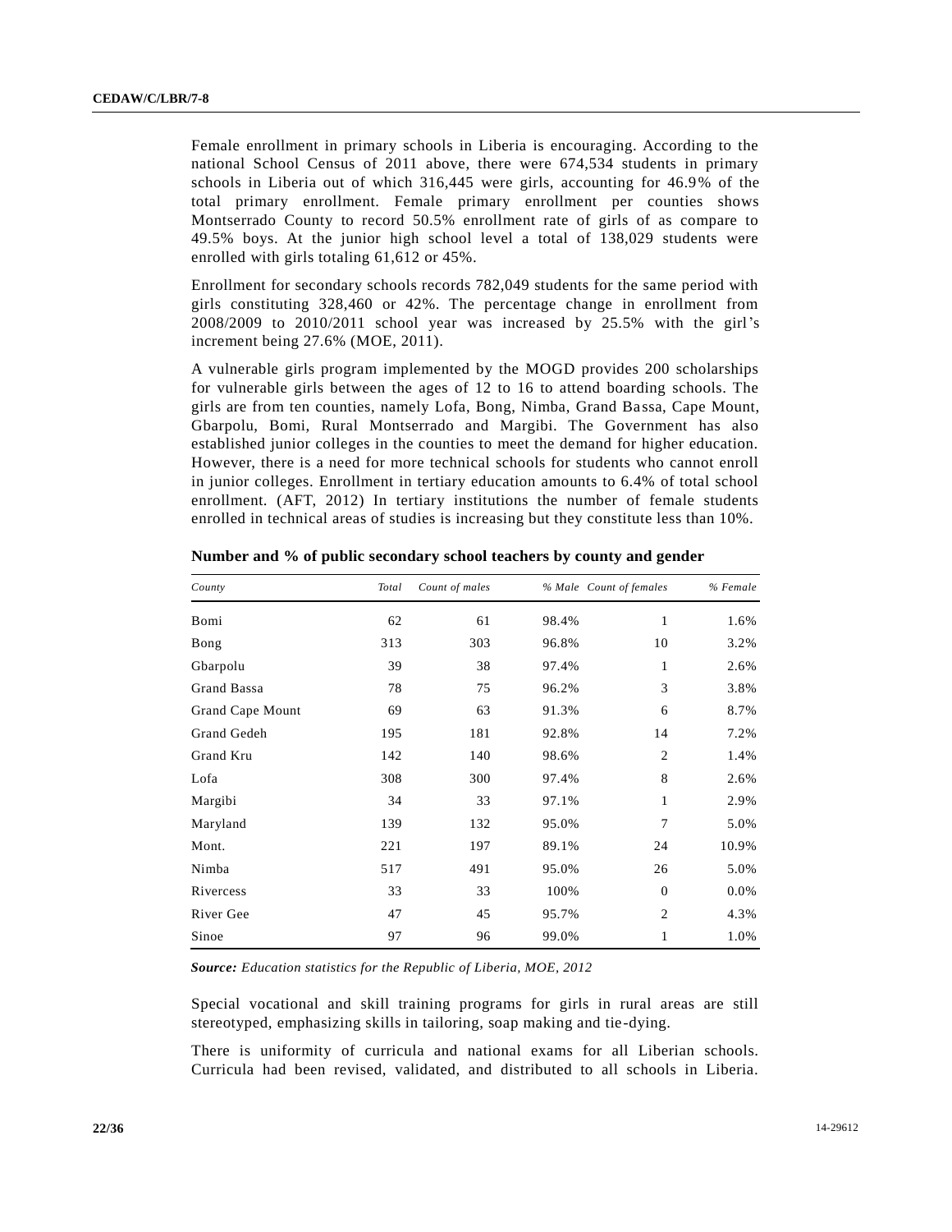Female enrollment in primary schools in Liberia is encouraging. According to the national School Census of 2011 above, there were 674,534 students in primary schools in Liberia out of which 316,445 were girls, accounting for 46.9% of the total primary enrollment. Female primary enrollment per counties shows Montserrado County to record 50.5% enrollment rate of girls of as compare to 49.5% boys. At the junior high school level a total of 138,029 students were enrolled with girls totaling 61,612 or 45%.

Enrollment for secondary schools records 782,049 students for the same period with girls constituting 328,460 or 42%. The percentage change in enrollment from 2008/2009 to 2010/2011 school year was increased by 25.5% with the girl's increment being 27.6% (MOE, 2011).

A vulnerable girls program implemented by the MOGD provides 200 scholarships for vulnerable girls between the ages of 12 to 16 to attend boarding schools. The girls are from ten counties, namely Lofa, Bong, Nimba, Grand Bassa, Cape Mount, Gbarpolu, Bomi, Rural Montserrado and Margibi. The Government has also established junior colleges in the counties to meet the demand for higher education. However, there is a need for more technical schools for students who cannot enroll in junior colleges. Enrollment in tertiary education amounts to 6.4% of total school enrollment. (AFT, 2012) In tertiary institutions the number of female students enrolled in technical areas of studies is increasing but they constitute less than 10%.

**Number and % of public secondary school teachers by county and gender**

| County | Total | Count of males | % Male | Count of females | % Female |
|---|---|---|---|---|---|
| Bomi | 62 | 61 | 98.4% | 1 | 1.6% |
| Bong | 313 | 303 | 96.8% | 10 | 3.2% |
| Gbarpolu | 39 | 38 | 97.4% | 1 | 2.6% |
| Grand Bassa | 78 | 75 | 96.2% | 3 | 3.8% |
| Grand Cape Mount | 69 | 63 | 91.3% | 6 | 8.7% |
| Grand Gedeh | 195 | 181 | 92.8% | 14 | 7.2% |
| Grand Kru | 142 | 140 | 98.6% | 2 | 1.4% |
| Lofa | 308 | 300 | 97.4% | 8 | 2.6% |
| Margibi | 34 | 33 | 97.1% | 1 | 2.9% |
| Maryland | 139 | 132 | 95.0% | 7 | 5.0% |
| Mont. | 221 | 197 | 89.1% | 24 | 10.9% |
| Nimba | 517 | 491 | 95.0% | 26 | 5.0% |
| Rivercess | 33 | 33 | 100% | 0 | 0.0% |
| River Gee | 47 | 45 | 95.7% | 2 | 4.3% |
| Sinoe | 97 | 96 | 99.0% | 1 | 1.0% |

***Source:*** *Education statistics for the Republic of Liberia, MOE, 2012*

Special vocational and skill training programs for girls in rural areas are still stereotyped, emphasizing skills in tailoring, soap making and tie-dying.

There is uniformity of curricula and national exams for all Liberian schools. Curricula had been revised, validated, and distributed to all schools in Liberia.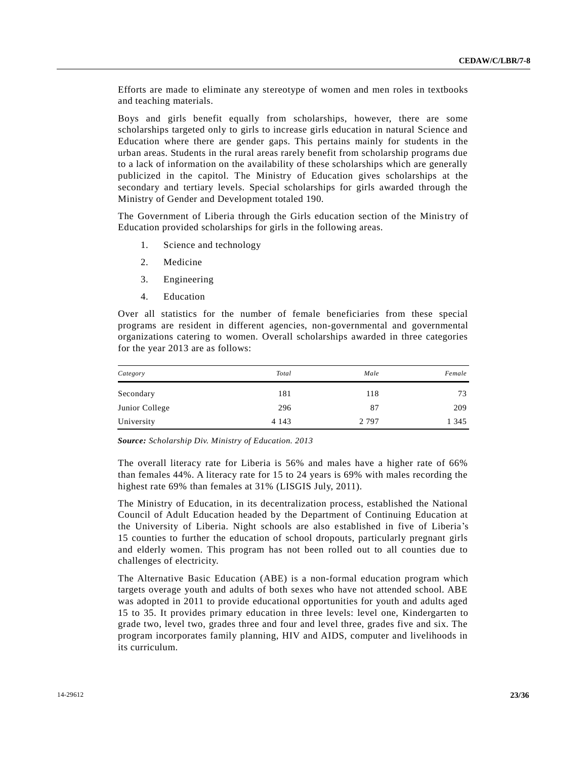Efforts are made to eliminate any stereotype of women and men roles in textbooks and teaching materials.

Boys and girls benefit equally from scholarships, however, there are some scholarships targeted only to girls to increase girls education in natural Science and Education where there are gender gaps. This pertains mainly for students in the urban areas. Students in the rural areas rarely benefit from scholarship programs due to a lack of information on the availability of these scholarships which are generally publicized in the capitol. The Ministry of Education gives scholarships at the secondary and tertiary levels. Special scholarships for girls awarded through the Ministry of Gender and Development totaled 190.

The Government of Liberia through the Girls education section of the Ministry of Education provided scholarships for girls in the following areas.

1. Science and technology
2. Medicine
3. Engineering
4. Education

Over all statistics for the number of female beneficiaries from these special programs are resident in different agencies, non-governmental and governmental organizations catering to women. Overall scholarships awarded in three categories for the year 2013 are as follows:

| *Category* | *Total* | *Male* | *Female* |
|---|---|---|---|
| Secondary | 181 | 118 | 73 |
| Junior College | 296 | 87 | 209 |
| University | 4 143 | 2 797 | 1 345 |

***Source:*** *Scholarship Div. Ministry of Education. 2013*

The overall literacy rate for Liberia is 56% and males have a higher rate of 66% than females 44%. A literacy rate for 15 to 24 years is 69% with males recording the highest rate 69% than females at 31% (LISGIS July, 2011).

The Ministry of Education, in its decentralization process, established the National Council of Adult Education headed by the Department of Continuing Education at the University of Liberia. Night schools are also established in five of Liberia's 15 counties to further the education of school dropouts, particularly pregnant girls and elderly women. This program has not been rolled out to all counties due to challenges of electricity.

The Alternative Basic Education (ABE) is a non-formal education program which targets overage youth and adults of both sexes who have not attended school. ABE was adopted in 2011 to provide educational opportunities for youth and adults aged 15 to 35. It provides primary education in three levels: level one, Kindergarten to grade two, level two, grades three and four and level three, grades five and six. The program incorporates family planning, HIV and AIDS, computer and livelihoods in its curriculum.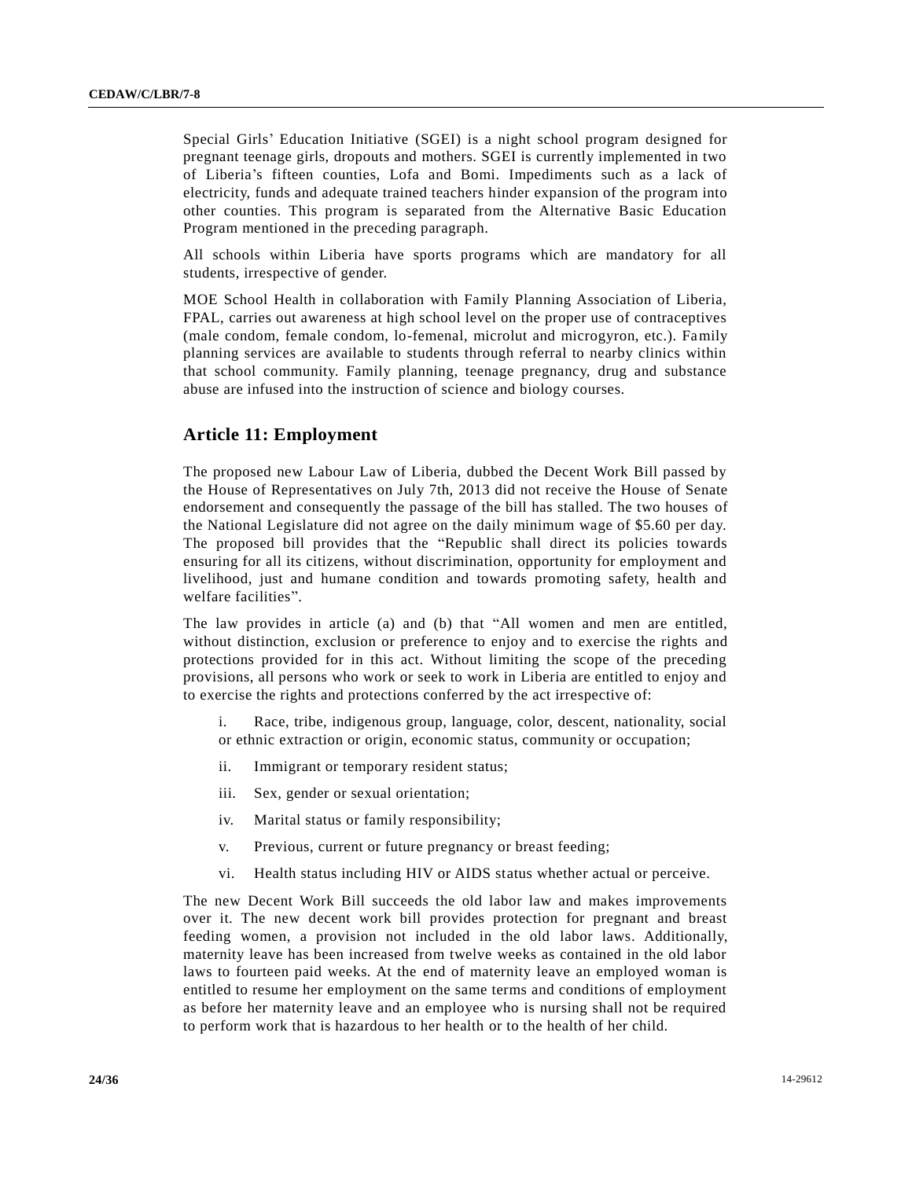Special Girls' Education Initiative (SGEI) is a night school program designed for pregnant teenage girls, dropouts and mothers. SGEI is currently implemented in two of Liberia's fifteen counties, Lofa and Bomi. Impediments such as a lack of electricity, funds and adequate trained teachers hinder expansion of the program into other counties. This program is separated from the Alternative Basic Education Program mentioned in the preceding paragraph.

All schools within Liberia have sports programs which are mandatory for all students, irrespective of gender.

MOE School Health in collaboration with Family Planning Association of Liberia, FPAL, carries out awareness at high school level on the proper use of contraceptives (male condom, female condom, lo-femenal, microlut and microgyron, etc.). Family planning services are available to students through referral to nearby clinics within that school community. Family planning, teenage pregnancy, drug and substance abuse are infused into the instruction of science and biology courses.

## Article 11: Employment

The proposed new Labour Law of Liberia, dubbed the Decent Work Bill passed by the House of Representatives on July 7th, 2013 did not receive the House of Senate endorsement and consequently the passage of the bill has stalled. The two houses of the National Legislature did not agree on the daily minimum wage of $5.60 per day. The proposed bill provides that the "Republic shall direct its policies towards ensuring for all its citizens, without discrimination, opportunity for employment and livelihood, just and humane condition and towards promoting safety, health and welfare facilities".

The law provides in article (a) and (b) that "All women and men are entitled, without distinction, exclusion or preference to enjoy and to exercise the rights and protections provided for in this act. Without limiting the scope of the preceding provisions, all persons who work or seek to work in Liberia are entitled to enjoy and to exercise the rights and protections conferred by the act irrespective of:

i. Race, tribe, indigenous group, language, color, descent, nationality, social or ethnic extraction or origin, economic status, community or occupation;

ii. Immigrant or temporary resident status;

iii. Sex, gender or sexual orientation;

iv. Marital status or family responsibility;

v. Previous, current or future pregnancy or breast feeding;

vi. Health status including HIV or AIDS status whether actual or perceive.

The new Decent Work Bill succeeds the old labor law and makes improvements over it. The new decent work bill provides protection for pregnant and breast feeding women, a provision not included in the old labor laws. Additionally, maternity leave has been increased from twelve weeks as contained in the old labor laws to fourteen paid weeks. At the end of maternity leave an employed woman is entitled to resume her employment on the same terms and conditions of employment as before her maternity leave and an employee who is nursing shall not be required to perform work that is hazardous to her health or to the health of her child.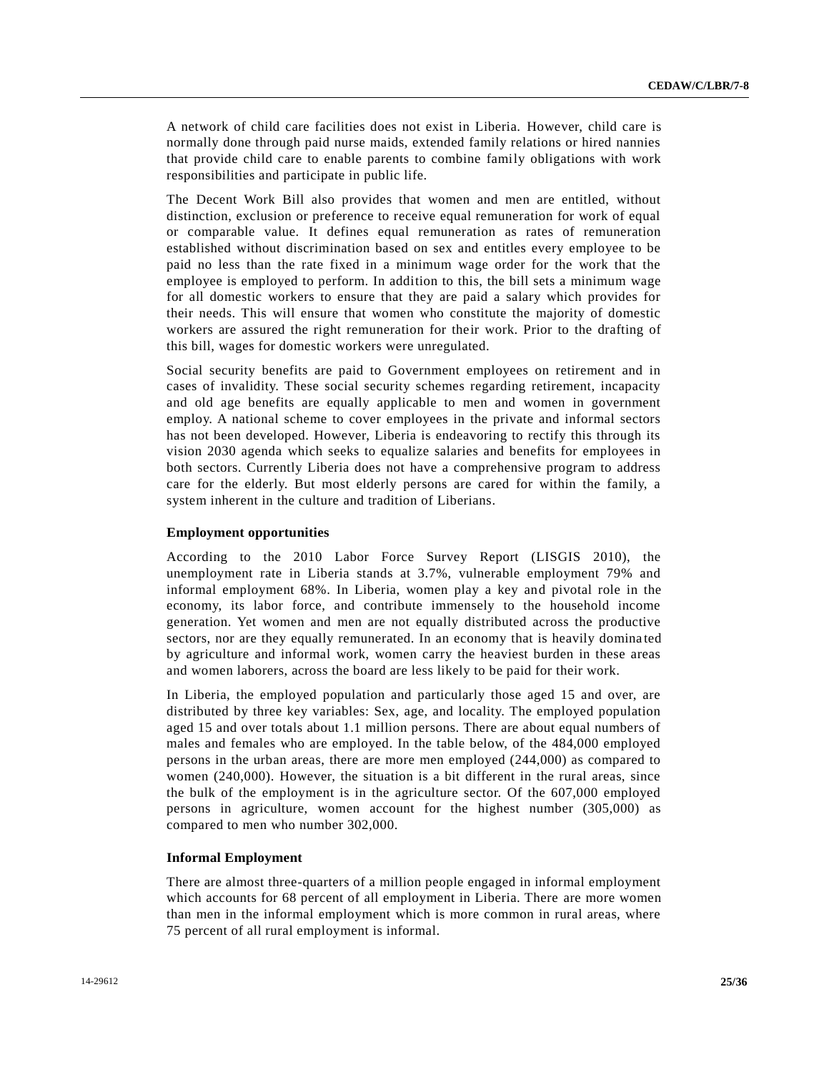A network of child care facilities does not exist in Liberia. However, child care is normally done through paid nurse maids, extended family relations or hired nannies that provide child care to enable parents to combine family obligations with work responsibilities and participate in public life.

The Decent Work Bill also provides that women and men are entitled, without distinction, exclusion or preference to receive equal remuneration for work of equal or comparable value. It defines equal remuneration as rates of remuneration established without discrimination based on sex and entitles every employee to be paid no less than the rate fixed in a minimum wage order for the work that the employee is employed to perform. In addition to this, the bill sets a minimum wage for all domestic workers to ensure that they are paid a salary which provides for their needs. This will ensure that women who constitute the majority of domestic workers are assured the right remuneration for their work. Prior to the drafting of this bill, wages for domestic workers were unregulated.

Social security benefits are paid to Government employees on retirement and in cases of invalidity. These social security schemes regarding retirement, incapacity and old age benefits are equally applicable to men and women in government employ. A national scheme to cover employees in the private and informal sectors has not been developed. However, Liberia is endeavoring to rectify this through its vision 2030 agenda which seeks to equalize salaries and benefits for employees in both sectors. Currently Liberia does not have a comprehensive program to address care for the elderly. But most elderly persons are cared for within the family, a system inherent in the culture and tradition of Liberians.

**Employment opportunities**

According to the 2010 Labor Force Survey Report (LISGIS 2010), the unemployment rate in Liberia stands at 3.7%, vulnerable employment 79% and informal employment 68%. In Liberia, women play a key and pivotal role in the economy, its labor force, and contribute immensely to the household income generation. Yet women and men are not equally distributed across the productive sectors, nor are they equally remunerated. In an economy that is heavily dominated by agriculture and informal work, women carry the heaviest burden in these areas and women laborers, across the board are less likely to be paid for their work.

In Liberia, the employed population and particularly those aged 15 and over, are distributed by three key variables: Sex, age, and locality. The employed population aged 15 and over totals about 1.1 million persons. There are about equal numbers of males and females who are employed. In the table below, of the 484,000 employed persons in the urban areas, there are more men employed (244,000) as compared to women (240,000). However, the situation is a bit different in the rural areas, since the bulk of the employment is in the agriculture sector. Of the 607,000 employed persons in agriculture, women account for the highest number (305,000) as compared to men who number 302,000.

**Informal Employment**

There are almost three-quarters of a million people engaged in informal employment which accounts for 68 percent of all employment in Liberia. There are more women than men in the informal employment which is more common in rural areas, where 75 percent of all rural employment is informal.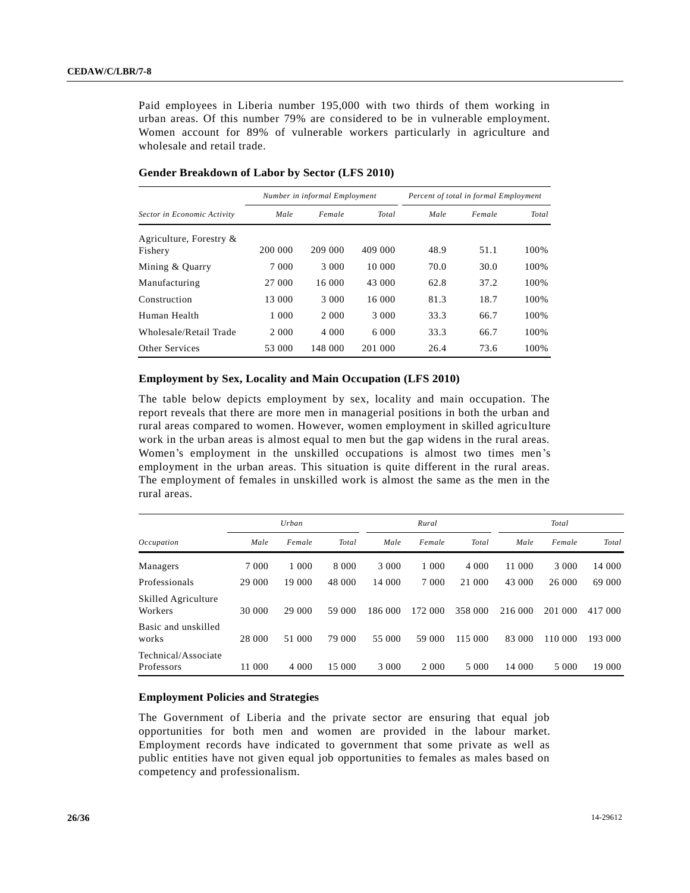Paid employees in Liberia number 195,000 with two thirds of them working in urban areas. Of this number 79% are considered to be in vulnerable employment. Women account for 89% of vulnerable workers particularly in agriculture and wholesale and retail trade.

### Gender Breakdown of Labor by Sector (LFS 2010)

| | *Number in informal Employment* | | | *Percent of total in formal Employment* | | |
|---|---|---|---|---|---|---|
| *Sector in Economic Activity* | *Male* | *Female* | *Total* | *Male* | *Female* | *Total* |
| Agriculture, Forestry & Fishery | 200 000 | 209 000 | 409 000 | 48.9 | 51.1 | 100% |
| Mining & Quarry | 7 000 | 3 000 | 10 000 | 70.0 | 30.0 | 100% |
| Manufacturing | 27 000 | 16 000 | 43 000 | 62.8 | 37.2 | 100% |
| Construction | 13 000 | 3 000 | 16 000 | 81.3 | 18.7 | 100% |
| Human Health | 1 000 | 2 000 | 3 000 | 33.3 | 66.7 | 100% |
| Wholesale/Retail Trade | 2 000 | 4 000 | 6 000 | 33.3 | 66.7 | 100% |
| Other Services | 53 000 | 148 000 | 201 000 | 26.4 | 73.6 | 100% |

### Employment by Sex, Locality and Main Occupation (LFS 2010)

The table below depicts employment by sex, locality and main occupation. The report reveals that there are more men in managerial positions in both the urban and rural areas compared to women. However, women employment in skilled agriculture work in the urban areas is almost equal to men but the gap widens in the rural areas. Women's employment in the unskilled occupations is almost two times men's employment in the urban areas. This situation is quite different in the rural areas. The employment of females in unskilled work is almost the same as the men in the rural areas.

| | *Urban* | | | *Rural* | | | *Total* | | |
|---|---|---|---|---|---|---|---|---|---|
| *Occupation* | *Male* | *Female* | *Total* | *Male* | *Female* | *Total* | *Male* | *Female* | *Total* |
| Managers | 7 000 | 1 000 | 8 000 | 3 000 | 1 000 | 4 000 | 11 000 | 3 000 | 14 000 |
| Professionals | 29 000 | 19 000 | 48 000 | 14 000 | 7 000 | 21 000 | 43 000 | 26 000 | 69 000 |
| Skilled Agriculture Workers | 30 000 | 29 000 | 59 000 | 186 000 | 172 000 | 358 000 | 216 000 | 201 000 | 417 000 |
| Basic and unskilled works | 28 000 | 51 000 | 79 000 | 55 000 | 59 000 | 115 000 | 83 000 | 110 000 | 193 000 |
| Technical/Associate Professors | 11 000 | 4 000 | 15 000 | 3 000 | 2 000 | 5 000 | 14 000 | 5 000 | 19 000 |

### Employment Policies and Strategies

The Government of Liberia and the private sector are ensuring that equal job opportunities for both men and women are provided in the labour market. Employment records have indicated to government that some private as well as public entities have not given equal job opportunities to females as males based on competency and professionalism.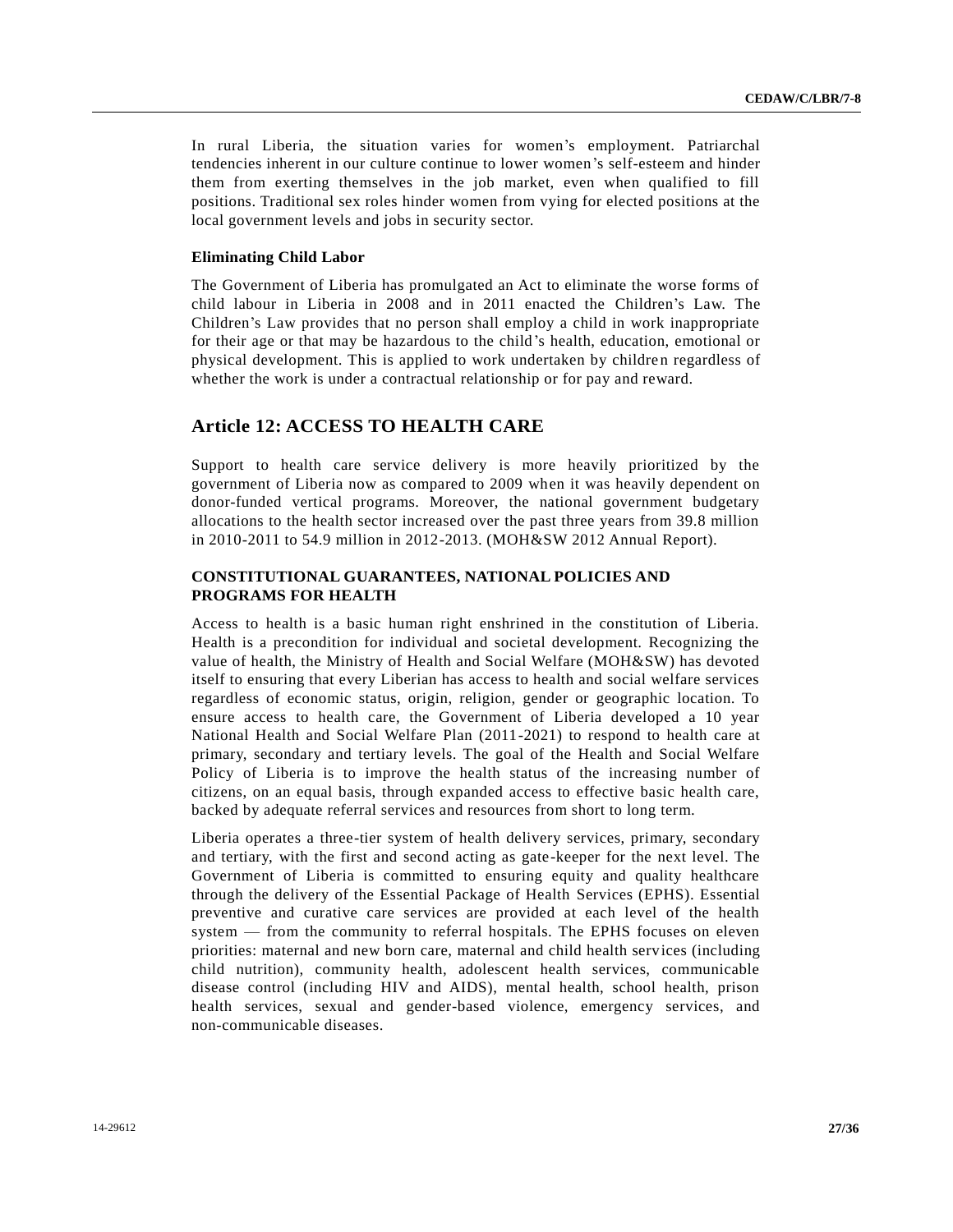In rural Liberia, the situation varies for women's employment. Patriarchal tendencies inherent in our culture continue to lower women's self-esteem and hinder them from exerting themselves in the job market, even when qualified to fill positions. Traditional sex roles hinder women from vying for elected positions at the local government levels and jobs in security sector.

### Eliminating Child Labor

The Government of Liberia has promulgated an Act to eliminate the worse forms of child labour in Liberia in 2008 and in 2011 enacted the Children's Law. The Children's Law provides that no person shall employ a child in work inappropriate for their age or that may be hazardous to the child's health, education, emotional or physical development. This is applied to work undertaken by children regardless of whether the work is under a contractual relationship or for pay and reward.

## Article 12: ACCESS TO HEALTH CARE

Support to health care service delivery is more heavily prioritized by the government of Liberia now as compared to 2009 when it was heavily dependent on donor-funded vertical programs. Moreover, the national government budgetary allocations to the health sector increased over the past three years from 39.8 million in 2010-2011 to 54.9 million in 2012-2013. (MOH&SW 2012 Annual Report).

### CONSTITUTIONAL GUARANTEES, NATIONAL POLICIES AND PROGRAMS FOR HEALTH

Access to health is a basic human right enshrined in the constitution of Liberia. Health is a precondition for individual and societal development. Recognizing the value of health, the Ministry of Health and Social Welfare (MOH&SW) has devoted itself to ensuring that every Liberian has access to health and social welfare services regardless of economic status, origin, religion, gender or geographic location. To ensure access to health care, the Government of Liberia developed a 10 year National Health and Social Welfare Plan (2011-2021) to respond to health care at primary, secondary and tertiary levels. The goal of the Health and Social Welfare Policy of Liberia is to improve the health status of the increasing number of citizens, on an equal basis, through expanded access to effective basic health care, backed by adequate referral services and resources from short to long term.

Liberia operates a three-tier system of health delivery services, primary, secondary and tertiary, with the first and second acting as gate-keeper for the next level. The Government of Liberia is committed to ensuring equity and quality healthcare through the delivery of the Essential Package of Health Services (EPHS). Essential preventive and curative care services are provided at each level of the health system — from the community to referral hospitals. The EPHS focuses on eleven priorities: maternal and new born care, maternal and child health services (including child nutrition), community health, adolescent health services, communicable disease control (including HIV and AIDS), mental health, school health, prison health services, sexual and gender-based violence, emergency services, and non-communicable diseases.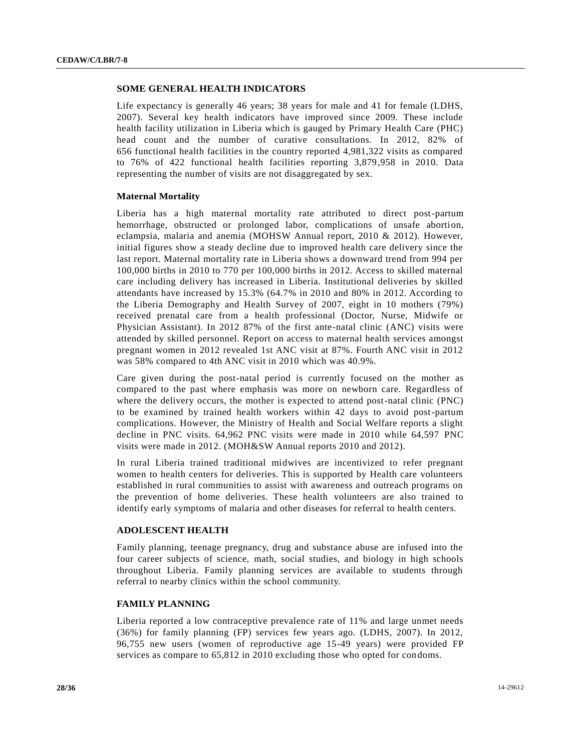## SOME GENERAL HEALTH INDICATORS

Life expectancy is generally 46 years; 38 years for male and 41 for female (LDHS, 2007). Several key health indicators have improved since 2009. These include health facility utilization in Liberia which is gauged by Primary Health Care (PHC) head count and the number of curative consultations. In 2012, 82% of 656 functional health facilities in the country reported 4,981,322 visits as compared to 76% of 422 functional health facilities reporting 3,879,958 in 2010. Data representing the number of visits are not disaggregated by sex.

### Maternal Mortality

Liberia has a high maternal mortality rate attributed to direct post-partum hemorrhage, obstructed or prolonged labor, complications of unsafe abortion, eclampsia, malaria and anemia (MOHSW Annual report, 2010 & 2012). However, initial figures show a steady decline due to improved health care delivery since the last report. Maternal mortality rate in Liberia shows a downward trend from 994 per 100,000 births in 2010 to 770 per 100,000 births in 2012. Access to skilled maternal care including delivery has increased in Liberia. Institutional deliveries by skilled attendants have increased by 15.3% (64.7% in 2010 and 80% in 2012. According to the Liberia Demography and Health Survey of 2007, eight in 10 mothers (79%) received prenatal care from a health professional (Doctor, Nurse, Midwife or Physician Assistant). In 2012 87% of the first ante-natal clinic (ANC) visits were attended by skilled personnel. Report on access to maternal health services amongst pregnant women in 2012 revealed 1st ANC visit at 87%. Fourth ANC visit in 2012 was 58% compared to 4th ANC visit in 2010 which was 40.9%.

Care given during the post-natal period is currently focused on the mother as compared to the past where emphasis was more on newborn care. Regardless of where the delivery occurs, the mother is expected to attend post-natal clinic (PNC) to be examined by trained health workers within 42 days to avoid post-partum complications. However, the Ministry of Health and Social Welfare reports a slight decline in PNC visits. 64,962 PNC visits were made in 2010 while 64,597 PNC visits were made in 2012. (MOH&SW Annual reports 2010 and 2012).

In rural Liberia trained traditional midwives are incentivized to refer pregnant women to health centers for deliveries. This is supported by Health care volunteers established in rural communities to assist with awareness and outreach programs on the prevention of home deliveries. These health volunteers are also trained to identify early symptoms of malaria and other diseases for referral to health centers.

## ADOLESCENT HEALTH

Family planning, teenage pregnancy, drug and substance abuse are infused into the four career subjects of science, math, social studies, and biology in high schools throughout Liberia. Family planning services are available to students through referral to nearby clinics within the school community.

## FAMILY PLANNING

Liberia reported a low contraceptive prevalence rate of 11% and large unmet needs (36%) for family planning (FP) services few years ago. (LDHS, 2007). In 2012, 96,755 new users (women of reproductive age 15-49 years) were provided FP services as compare to 65,812 in 2010 excluding those who opted for condoms.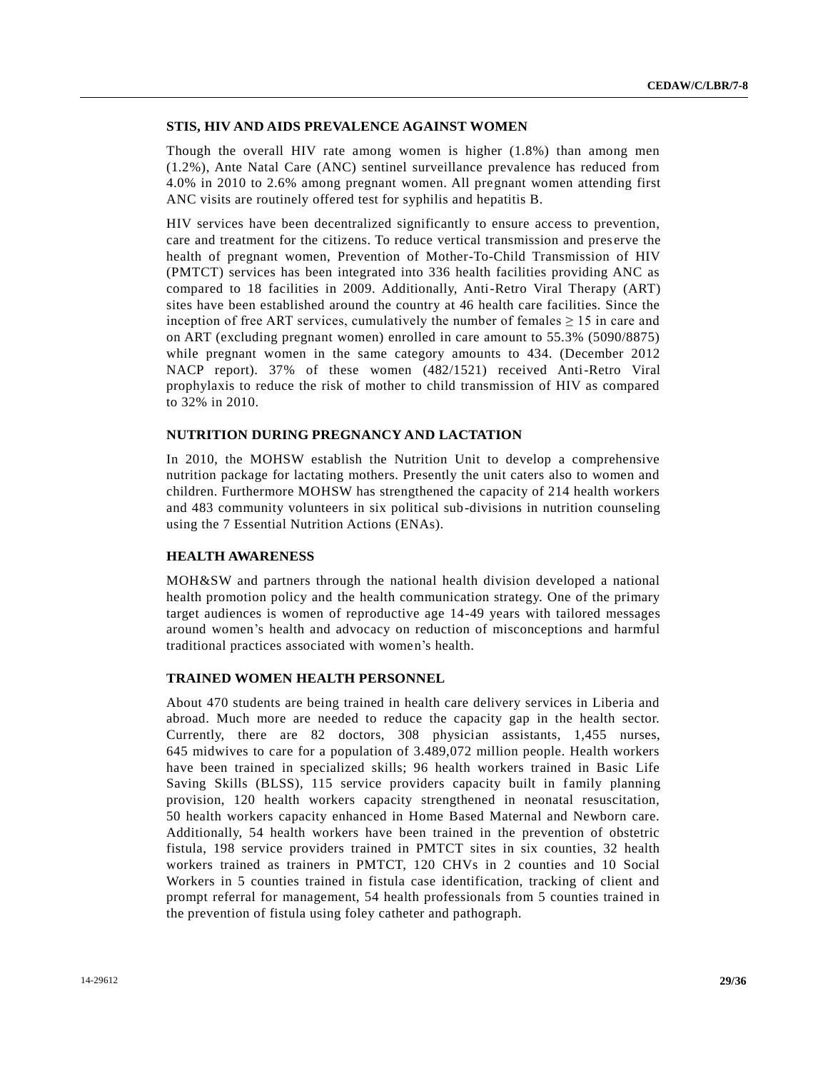### STIS, HIV AND AIDS PREVALENCE AGAINST WOMEN

Though the overall HIV rate among women is higher (1.8%) than among men (1.2%), Ante Natal Care (ANC) sentinel surveillance prevalence has reduced from 4.0% in 2010 to 2.6% among pregnant women. All pregnant women attending first ANC visits are routinely offered test for syphilis and hepatitis B.

HIV services have been decentralized significantly to ensure access to prevention, care and treatment for the citizens. To reduce vertical transmission and preserve the health of pregnant women, Prevention of Mother-To-Child Transmission of HIV (PMTCT) services has been integrated into 336 health facilities providing ANC as compared to 18 facilities in 2009. Additionally, Anti-Retro Viral Therapy (ART) sites have been established around the country at 46 health care facilities. Since the inception of free ART services, cumulatively the number of females ≥ 15 in care and on ART (excluding pregnant women) enrolled in care amount to 55.3% (5090/8875) while pregnant women in the same category amounts to 434. (December 2012 NACP report). 37% of these women (482/1521) received Anti-Retro Viral prophylaxis to reduce the risk of mother to child transmission of HIV as compared to 32% in 2010.

### NUTRITION DURING PREGNANCY AND LACTATION

In 2010, the MOHSW establish the Nutrition Unit to develop a comprehensive nutrition package for lactating mothers. Presently the unit caters also to women and children. Furthermore MOHSW has strengthened the capacity of 214 health workers and 483 community volunteers in six political sub-divisions in nutrition counseling using the 7 Essential Nutrition Actions (ENAs).

### HEALTH AWARENESS

MOH&SW and partners through the national health division developed a national health promotion policy and the health communication strategy. One of the primary target audiences is women of reproductive age 14-49 years with tailored messages around women's health and advocacy on reduction of misconceptions and harmful traditional practices associated with women's health.

### TRAINED WOMEN HEALTH PERSONNEL

About 470 students are being trained in health care delivery services in Liberia and abroad. Much more are needed to reduce the capacity gap in the health sector. Currently, there are 82 doctors, 308 physician assistants, 1,455 nurses, 645 midwives to care for a population of 3.489,072 million people. Health workers have been trained in specialized skills; 96 health workers trained in Basic Life Saving Skills (BLSS), 115 service providers capacity built in family planning provision, 120 health workers capacity strengthened in neonatal resuscitation, 50 health workers capacity enhanced in Home Based Maternal and Newborn care. Additionally, 54 health workers have been trained in the prevention of obstetric fistula, 198 service providers trained in PMTCT sites in six counties, 32 health workers trained as trainers in PMTCT, 120 CHVs in 2 counties and 10 Social Workers in 5 counties trained in fistula case identification, tracking of client and prompt referral for management, 54 health professionals from 5 counties trained in the prevention of fistula using foley catheter and pathograph.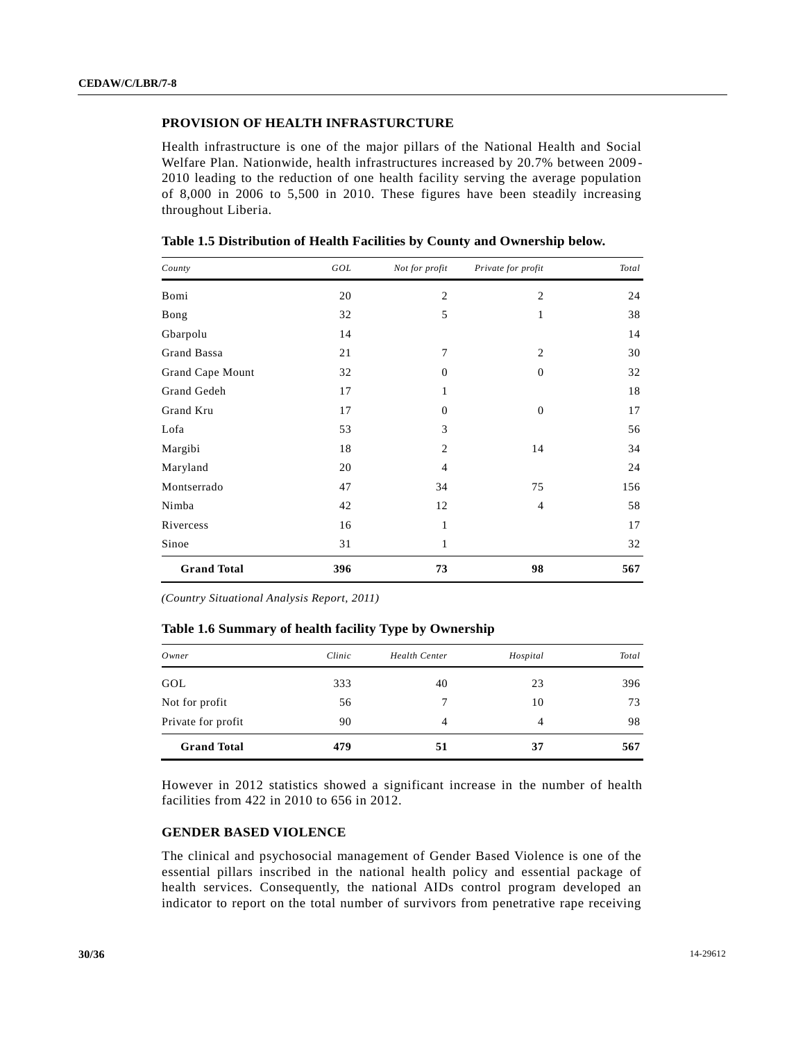## PROVISION OF HEALTH INFRASTURCTURE

Health infrastructure is one of the major pillars of the National Health and Social Welfare Plan. Nationwide, health infrastructures increased by 20.7% between 2009-2010 leading to the reduction of one health facility serving the average population of 8,000 in 2006 to 5,500 in 2010. These figures have been steadily increasing throughout Liberia.

**Table 1.5 Distribution of Health Facilities by County and Ownership below.**

| *County* | *GOL* | *Not for profit* | *Private for profit* | *Total* |
|---|---|---|---|---|
| Bomi | 20 | 2 | 2 | 24 |
| Bong | 32 | 5 | 1 | 38 |
| Gbarpolu | 14 | | | 14 |
| Grand Bassa | 21 | 7 | 2 | 30 |
| Grand Cape Mount | 32 | 0 | 0 | 32 |
| Grand Gedeh | 17 | 1 | | 18 |
| Grand Kru | 17 | 0 | 0 | 17 |
| Lofa | 53 | 3 | | 56 |
| Margibi | 18 | 2 | 14 | 34 |
| Maryland | 20 | 4 | | 24 |
| Montserrado | 47 | 34 | 75 | 156 |
| Nimba | 42 | 12 | 4 | 58 |
| Rivercess | 16 | 1 | | 17 |
| Sinoe | 31 | 1 | | 32 |
| **Grand Total** | **396** | **73** | **98** | **567** |

*(Country Situational Analysis Report, 2011)*

**Table 1.6 Summary of health facility Type by Ownership**

| *Owner* | *Clinic* | *Health Center* | *Hospital* | *Total* |
|---|---|---|---|---|
| GOL | 333 | 40 | 23 | 396 |
| Not for profit | 56 | 7 | 10 | 73 |
| Private for profit | 90 | 4 | 4 | 98 |
| **Grand Total** | **479** | **51** | **37** | **567** |

However in 2012 statistics showed a significant increase in the number of health facilities from 422 in 2010 to 656 in 2012.

## GENDER BASED VIOLENCE

The clinical and psychosocial management of Gender Based Violence is one of the essential pillars inscribed in the national health policy and essential package of health services. Consequently, the national AIDs control program developed an indicator to report on the total number of survivors from penetrative rape receiving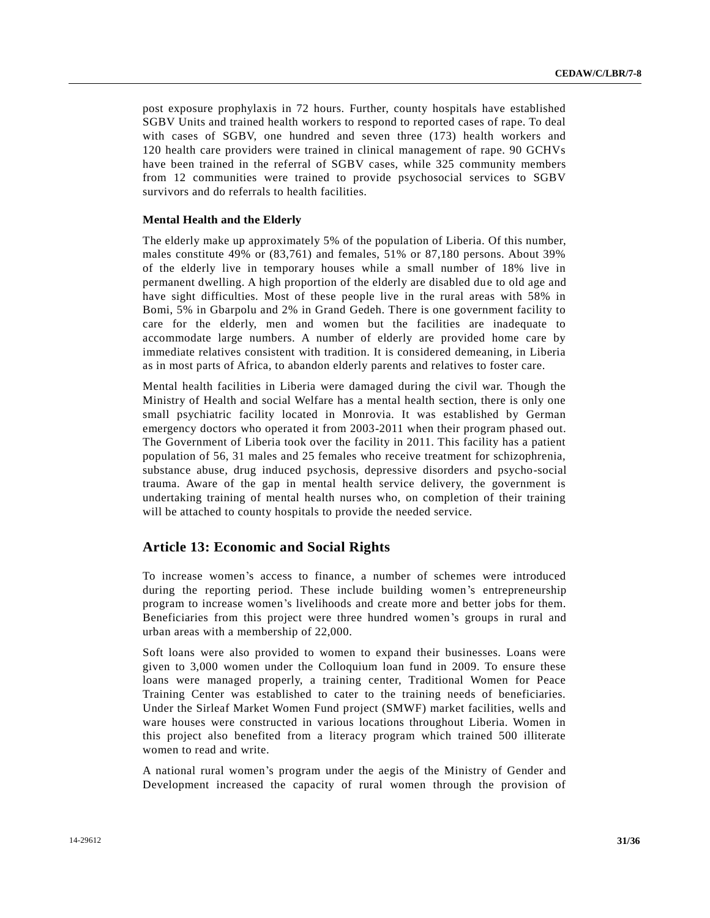post exposure prophylaxis in 72 hours. Further, county hospitals have established SGBV Units and trained health workers to respond to reported cases of rape. To deal with cases of SGBV, one hundred and seven three (173) health workers and 120 health care providers were trained in clinical management of rape. 90 GCHVs have been trained in the referral of SGBV cases, while 325 community members from 12 communities were trained to provide psychosocial services to SGBV survivors and do referrals to health facilities.

**Mental Health and the Elderly**

The elderly make up approximately 5% of the population of Liberia. Of this number, males constitute 49% or (83,761) and females, 51% or 87,180 persons. About 39% of the elderly live in temporary houses while a small number of 18% live in permanent dwelling. A high proportion of the elderly are disabled due to old age and have sight difficulties. Most of these people live in the rural areas with 58% in Bomi, 5% in Gbarpolu and 2% in Grand Gedeh. There is one government facility to care for the elderly, men and women but the facilities are inadequate to accommodate large numbers. A number of elderly are provided home care by immediate relatives consistent with tradition. It is considered demeaning, in Liberia as in most parts of Africa, to abandon elderly parents and relatives to foster care.

Mental health facilities in Liberia were damaged during the civil war. Though the Ministry of Health and social Welfare has a mental health section, there is only one small psychiatric facility located in Monrovia. It was established by German emergency doctors who operated it from 2003-2011 when their program phased out. The Government of Liberia took over the facility in 2011. This facility has a patient population of 56, 31 males and 25 females who receive treatment for schizophrenia, substance abuse, drug induced psychosis, depressive disorders and psycho-social trauma. Aware of the gap in mental health service delivery, the government is undertaking training of mental health nurses who, on completion of their training will be attached to county hospitals to provide the needed service.

## Article 13: Economic and Social Rights

To increase women's access to finance, a number of schemes were introduced during the reporting period. These include building women's entrepreneurship program to increase women's livelihoods and create more and better jobs for them. Beneficiaries from this project were three hundred women's groups in rural and urban areas with a membership of 22,000.

Soft loans were also provided to women to expand their businesses. Loans were given to 3,000 women under the Colloquium loan fund in 2009. To ensure these loans were managed properly, a training center, Traditional Women for Peace Training Center was established to cater to the training needs of beneficiaries. Under the Sirleaf Market Women Fund project (SMWF) market facilities, wells and ware houses were constructed in various locations throughout Liberia. Women in this project also benefited from a literacy program which trained 500 illiterate women to read and write.

A national rural women's program under the aegis of the Ministry of Gender and Development increased the capacity of rural women through the provision of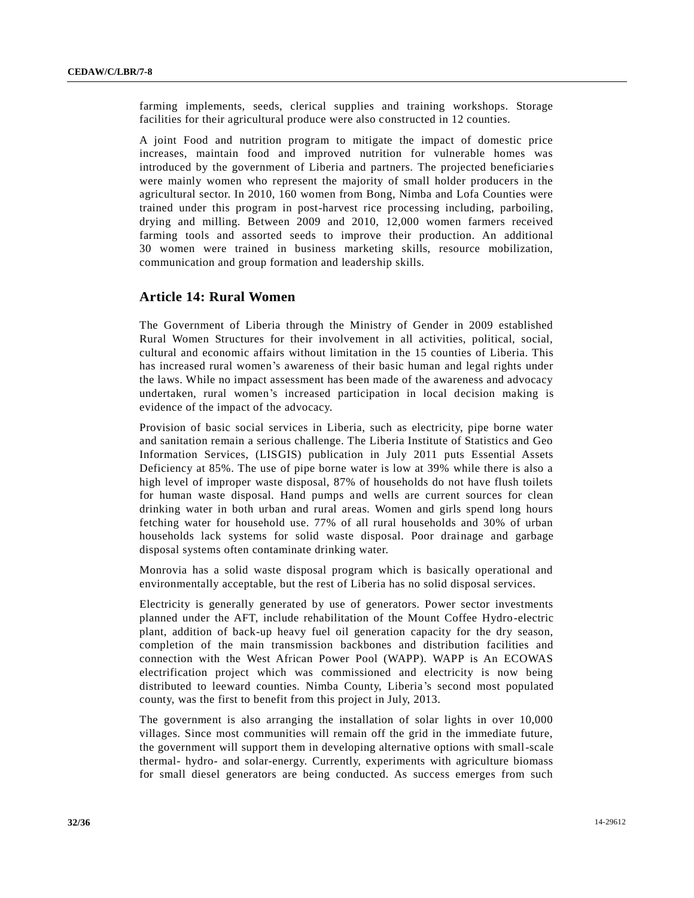farming implements, seeds, clerical supplies and training workshops. Storage facilities for their agricultural produce were also constructed in 12 counties.

A joint Food and nutrition program to mitigate the impact of domestic price increases, maintain food and improved nutrition for vulnerable homes was introduced by the government of Liberia and partners. The projected beneficiaries were mainly women who represent the majority of small holder producers in the agricultural sector. In 2010, 160 women from Bong, Nimba and Lofa Counties were trained under this program in post-harvest rice processing including, parboiling, drying and milling. Between 2009 and 2010, 12,000 women farmers received farming tools and assorted seeds to improve their production. An additional 30 women were trained in business marketing skills, resource mobilization, communication and group formation and leadership skills.

## Article 14: Rural Women

The Government of Liberia through the Ministry of Gender in 2009 established Rural Women Structures for their involvement in all activities, political, social, cultural and economic affairs without limitation in the 15 counties of Liberia. This has increased rural women's awareness of their basic human and legal rights under the laws. While no impact assessment has been made of the awareness and advocacy undertaken, rural women's increased participation in local decision making is evidence of the impact of the advocacy.

Provision of basic social services in Liberia, such as electricity, pipe borne water and sanitation remain a serious challenge. The Liberia Institute of Statistics and Geo Information Services, (LISGIS) publication in July 2011 puts Essential Assets Deficiency at 85%. The use of pipe borne water is low at 39% while there is also a high level of improper waste disposal, 87% of households do not have flush toilets for human waste disposal. Hand pumps and wells are current sources for clean drinking water in both urban and rural areas. Women and girls spend long hours fetching water for household use. 77% of all rural households and 30% of urban households lack systems for solid waste disposal. Poor drainage and garbage disposal systems often contaminate drinking water.

Monrovia has a solid waste disposal program which is basically operational and environmentally acceptable, but the rest of Liberia has no solid disposal services.

Electricity is generally generated by use of generators. Power sector investments planned under the AFT, include rehabilitation of the Mount Coffee Hydro-electric plant, addition of back-up heavy fuel oil generation capacity for the dry season, completion of the main transmission backbones and distribution facilities and connection with the West African Power Pool (WAPP). WAPP is An ECOWAS electrification project which was commissioned and electricity is now being distributed to leeward counties. Nimba County, Liberia's second most populated county, was the first to benefit from this project in July, 2013.

The government is also arranging the installation of solar lights in over 10,000 villages. Since most communities will remain off the grid in the immediate future, the government will support them in developing alternative options with small-scale thermal- hydro- and solar-energy. Currently, experiments with agriculture biomass for small diesel generators are being conducted. As success emerges from such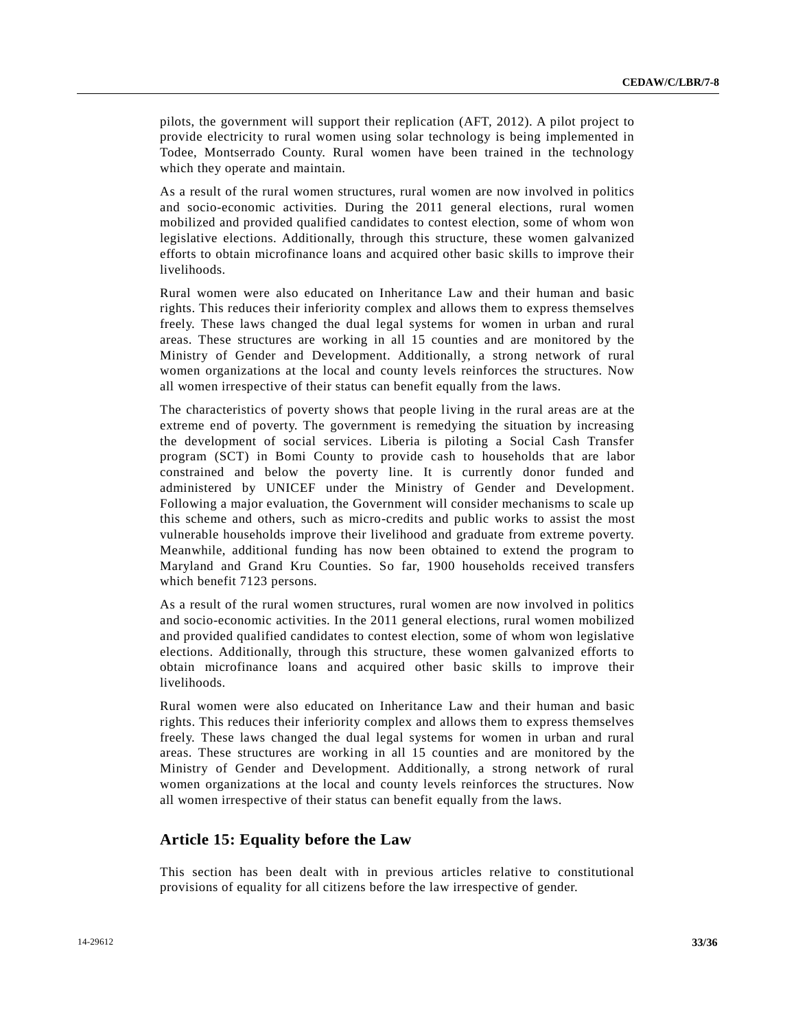pilots, the government will support their replication (AFT, 2012). A pilot project to provide electricity to rural women using solar technology is being implemented in Todee, Montserrado County. Rural women have been trained in the technology which they operate and maintain.

As a result of the rural women structures, rural women are now involved in politics and socio-economic activities. During the 2011 general elections, rural women mobilized and provided qualified candidates to contest election, some of whom won legislative elections. Additionally, through this structure, these women galvanized efforts to obtain microfinance loans and acquired other basic skills to improve their livelihoods.

Rural women were also educated on Inheritance Law and their human and basic rights. This reduces their inferiority complex and allows them to express themselves freely. These laws changed the dual legal systems for women in urban and rural areas. These structures are working in all 15 counties and are monitored by the Ministry of Gender and Development. Additionally, a strong network of rural women organizations at the local and county levels reinforces the structures. Now all women irrespective of their status can benefit equally from the laws.

The characteristics of poverty shows that people living in the rural areas are at the extreme end of poverty. The government is remedying the situation by increasing the development of social services. Liberia is piloting a Social Cash Transfer program (SCT) in Bomi County to provide cash to households that are labor constrained and below the poverty line. It is currently donor funded and administered by UNICEF under the Ministry of Gender and Development. Following a major evaluation, the Government will consider mechanisms to scale up this scheme and others, such as micro-credits and public works to assist the most vulnerable households improve their livelihood and graduate from extreme poverty. Meanwhile, additional funding has now been obtained to extend the program to Maryland and Grand Kru Counties. So far, 1900 households received transfers which benefit 7123 persons.

As a result of the rural women structures, rural women are now involved in politics and socio-economic activities. In the 2011 general elections, rural women mobilized and provided qualified candidates to contest election, some of whom won legislative elections. Additionally, through this structure, these women galvanized efforts to obtain microfinance loans and acquired other basic skills to improve their livelihoods.

Rural women were also educated on Inheritance Law and their human and basic rights. This reduces their inferiority complex and allows them to express themselves freely. These laws changed the dual legal systems for women in urban and rural areas. These structures are working in all 15 counties and are monitored by the Ministry of Gender and Development. Additionally, a strong network of rural women organizations at the local and county levels reinforces the structures. Now all women irrespective of their status can benefit equally from the laws.

## Article 15: Equality before the Law

This section has been dealt with in previous articles relative to constitutional provisions of equality for all citizens before the law irrespective of gender.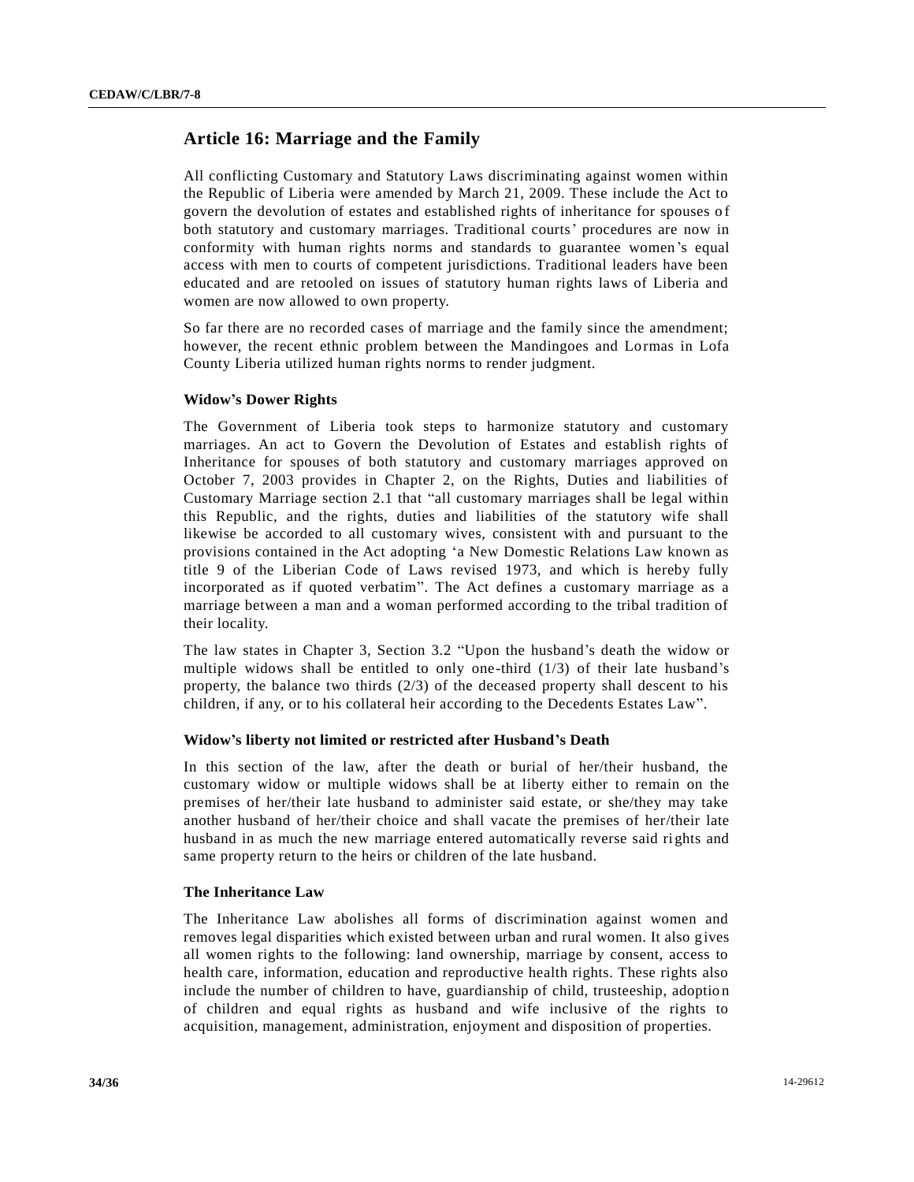## Article 16: Marriage and the Family

All conflicting Customary and Statutory Laws discriminating against women within the Republic of Liberia were amended by March 21, 2009. These include the Act to govern the devolution of estates and established rights of inheritance for spouses of both statutory and customary marriages. Traditional courts' procedures are now in conformity with human rights norms and standards to guarantee women's equal access with men to courts of competent jurisdictions. Traditional leaders have been educated and are retooled on issues of statutory human rights laws of Liberia and women are now allowed to own property.

So far there are no recorded cases of marriage and the family since the amendment; however, the recent ethnic problem between the Mandingoes and Lormas in Lofa County Liberia utilized human rights norms to render judgment.

### Widow's Dower Rights

The Government of Liberia took steps to harmonize statutory and customary marriages. An act to Govern the Devolution of Estates and establish rights of Inheritance for spouses of both statutory and customary marriages approved on October 7, 2003 provides in Chapter 2, on the Rights, Duties and liabilities of Customary Marriage section 2.1 that "all customary marriages shall be legal within this Republic, and the rights, duties and liabilities of the statutory wife shall likewise be accorded to all customary wives, consistent with and pursuant to the provisions contained in the Act adopting 'a New Domestic Relations Law known as title 9 of the Liberian Code of Laws revised 1973, and which is hereby fully incorporated as if quoted verbatim". The Act defines a customary marriage as a marriage between a man and a woman performed according to the tribal tradition of their locality.

The law states in Chapter 3, Section 3.2 "Upon the husband's death the widow or multiple widows shall be entitled to only one-third (1/3) of their late husband's property, the balance two thirds (2/3) of the deceased property shall descent to his children, if any, or to his collateral heir according to the Decedents Estates Law".

### Widow's liberty not limited or restricted after Husband's Death

In this section of the law, after the death or burial of her/their husband, the customary widow or multiple widows shall be at liberty either to remain on the premises of her/their late husband to administer said estate, or she/they may take another husband of her/their choice and shall vacate the premises of her/their late husband in as much the new marriage entered automatically reverse said rights and same property return to the heirs or children of the late husband.

### The Inheritance Law

The Inheritance Law abolishes all forms of discrimination against women and removes legal disparities which existed between urban and rural women. It also gives all women rights to the following: land ownership, marriage by consent, access to health care, information, education and reproductive health rights. These rights also include the number of children to have, guardianship of child, trusteeship, adoption of children and equal rights as husband and wife inclusive of the rights to acquisition, management, administration, enjoyment and disposition of properties.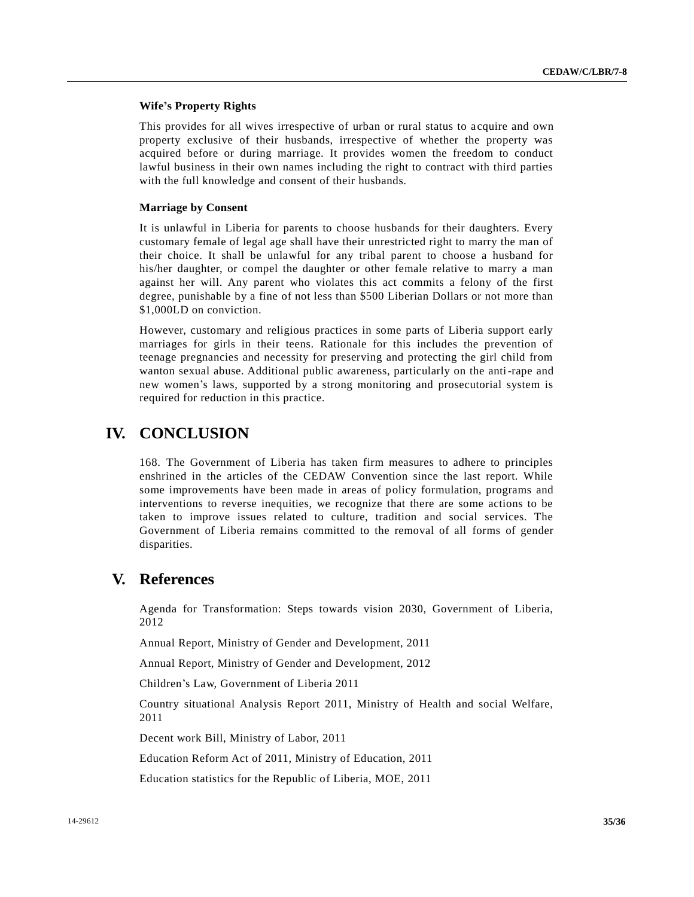**Wife's Property Rights**

This provides for all wives irrespective of urban or rural status to acquire and own property exclusive of their husbands, irrespective of whether the property was acquired before or during marriage. It provides women the freedom to conduct lawful business in their own names including the right to contract with third parties with the full knowledge and consent of their husbands.

**Marriage by Consent**

It is unlawful in Liberia for parents to choose husbands for their daughters. Every customary female of legal age shall have their unrestricted right to marry the man of their choice. It shall be unlawful for any tribal parent to choose a husband for his/her daughter, or compel the daughter or other female relative to marry a man against her will. Any parent who violates this act commits a felony of the first degree, punishable by a fine of not less than $500 Liberian Dollars or not more than $1,000LD on conviction.

However, customary and religious practices in some parts of Liberia support early marriages for girls in their teens. Rationale for this includes the prevention of teenage pregnancies and necessity for preserving and protecting the girl child from wanton sexual abuse. Additional public awareness, particularly on the anti-rape and new women's laws, supported by a strong monitoring and prosecutorial system is required for reduction in this practice.

# IV. CONCLUSION

168. The Government of Liberia has taken firm measures to adhere to principles enshrined in the articles of the CEDAW Convention since the last report. While some improvements have been made in areas of policy formulation, programs and interventions to reverse inequities, we recognize that there are some actions to be taken to improve issues related to culture, tradition and social services. The Government of Liberia remains committed to the removal of all forms of gender disparities.

# V. References

Agenda for Transformation: Steps towards vision 2030, Government of Liberia, 2012

Annual Report, Ministry of Gender and Development, 2011

Annual Report, Ministry of Gender and Development, 2012

Children's Law, Government of Liberia 2011

Country situational Analysis Report 2011, Ministry of Health and social Welfare, 2011

Decent work Bill, Ministry of Labor, 2011

Education Reform Act of 2011, Ministry of Education, 2011

Education statistics for the Republic of Liberia, MOE, 2011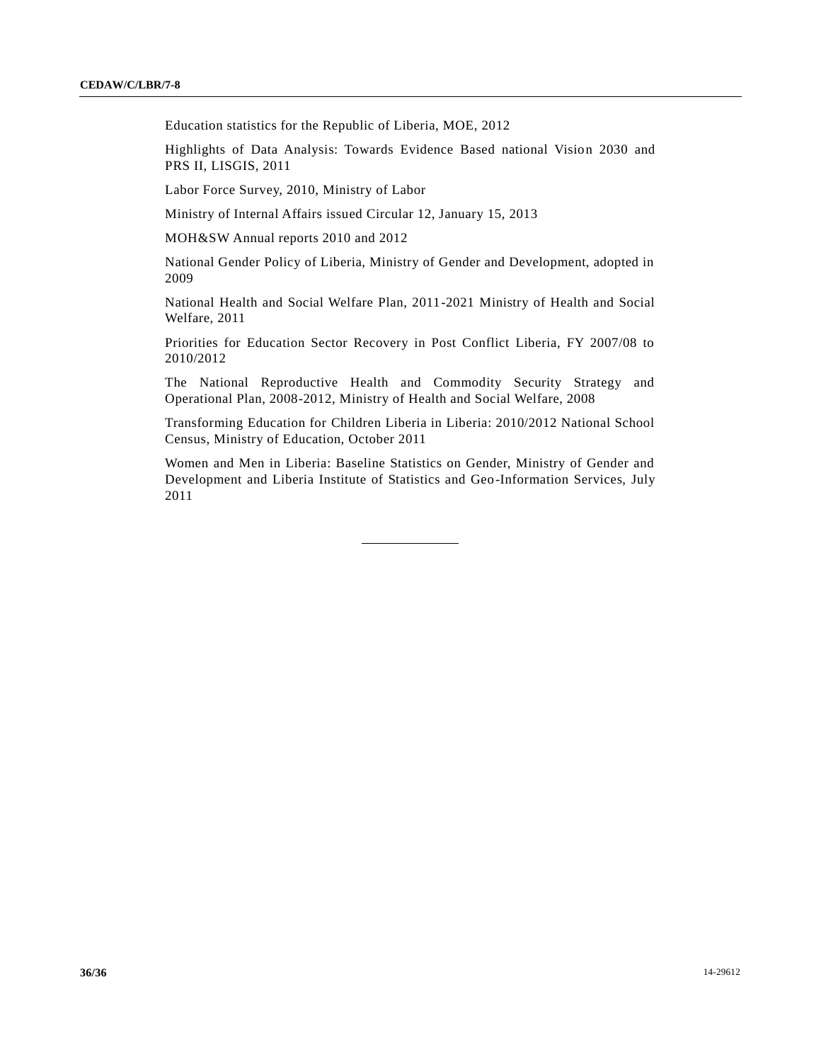Education statistics for the Republic of Liberia, MOE, 2012

Highlights of Data Analysis: Towards Evidence Based national Vision 2030 and PRS II, LISGIS, 2011

Labor Force Survey, 2010, Ministry of Labor

Ministry of Internal Affairs issued Circular 12, January 15, 2013

MOH&SW Annual reports 2010 and 2012

National Gender Policy of Liberia, Ministry of Gender and Development, adopted in 2009

National Health and Social Welfare Plan, 2011-2021 Ministry of Health and Social Welfare, 2011

Priorities for Education Sector Recovery in Post Conflict Liberia, FY 2007/08 to 2010/2012

The National Reproductive Health and Commodity Security Strategy and Operational Plan, 2008-2012, Ministry of Health and Social Welfare, 2008

Transforming Education for Children Liberia in Liberia: 2010/2012 National School Census, Ministry of Education, October 2011

Women and Men in Liberia: Baseline Statistics on Gender, Ministry of Gender and Development and Liberia Institute of Statistics and Geo-Information Services, July 2011